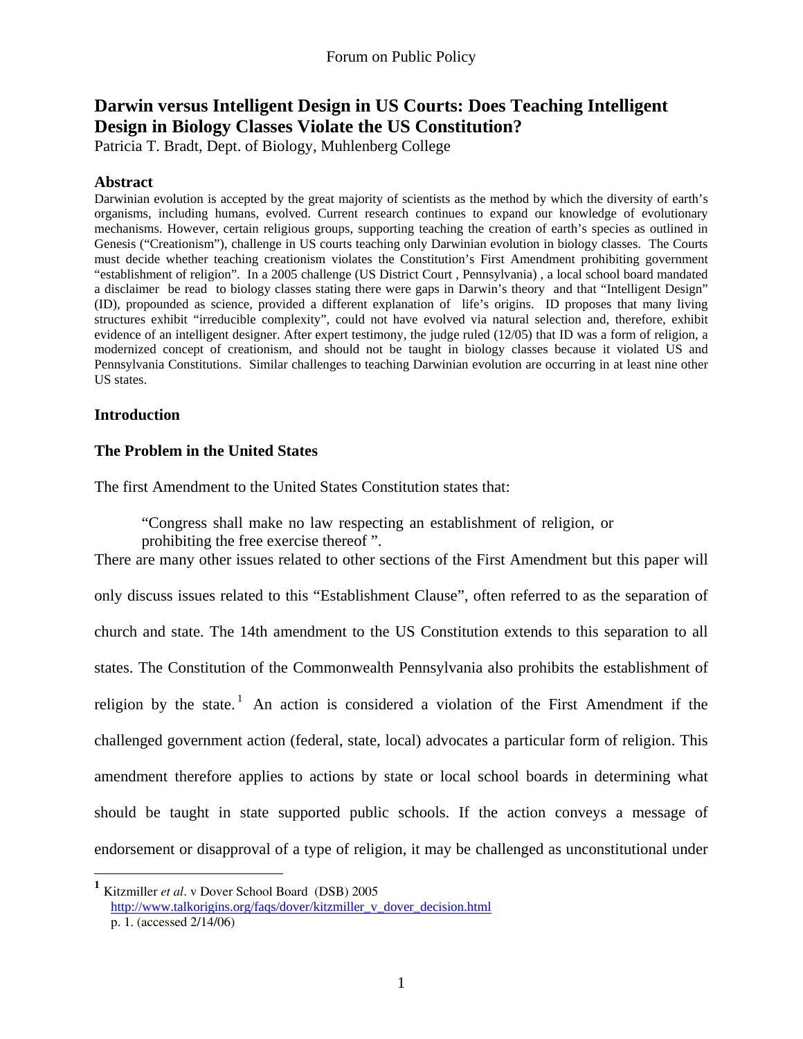# Darwin versus Intelligent Design in US Courts: Does Teaching Intelligent Design in Biology Classes Violate the US Constitution?

Patricia T. Bradt, Dept. of Biology, Muhlenberg College

## Abstract

Darwinian evolution is accepted by the great majority of scientists as the method by which the diversity of earth's organisms, including humans, evolved. Current research continues to expand our knowledge of evolutionary mechanisms. However, certain religious groups, supporting teaching the creation of earth's species as outlined in Genesis ("Creationism"), challenge in US courts teaching only Darwinian evolution in biology classes. The Courts must decide whether teaching creationism violates the Constitution's First Amendment prohibiting government "establishment of religion". In a 2005 challenge (US District Court , Pennsylvania) , a local school board mandated a disclaimer be read to biology classes stating there were gaps in Darwin's theory and that "Intelligent Design" (ID), propounded as science, provided a different explanation of life's origins. ID proposes that many living structures exhibit "irreducible complexity", could not have evolved via natural selection and, therefore, exhibit evidence of an intelligent designer. After expert testimony, the judge ruled (12/05) that ID was a form of religion, a modernized concept of creationism, and should not be taught in biology classes because it violated US and Pennsylvania Constitutions. Similar challenges to teaching Darwinian evolution are occurring in at least nine other US states.

## Introduction

### The Problem in the United States

The first Amendment to the United States Constitution states that:

> "Congress shall make no law respecting an establishment of religion, or prohibiting the free exercise thereof ".

There are many other issues related to other sections of the First Amendment but this paper will only discuss issues related to this "Establishment Clause", often referred to as the separation of church and state. The 14th amendment to the US Constitution extends to this separation to all states. The Constitution of the Commonwealth Pennsylvania also prohibits the establishment of religion by the state.[1] An action is considered a violation of the First Amendment if the challenged government action (federal, state, local) advocates a particular form of religion. This amendment therefore applies to actions by state or local school boards in determining what should be taught in state supported public schools. If the action conveys a message of endorsement or disapproval of a type of religion, it may be challenged as unconstitutional under

---

[1] Kitzmiller *et al*. v Dover School Board (DSB) 2005 http://www.talkorigins.org/faqs/dover/kitzmiller_v_dover_decision.html p. 1. (accessed 2/14/06)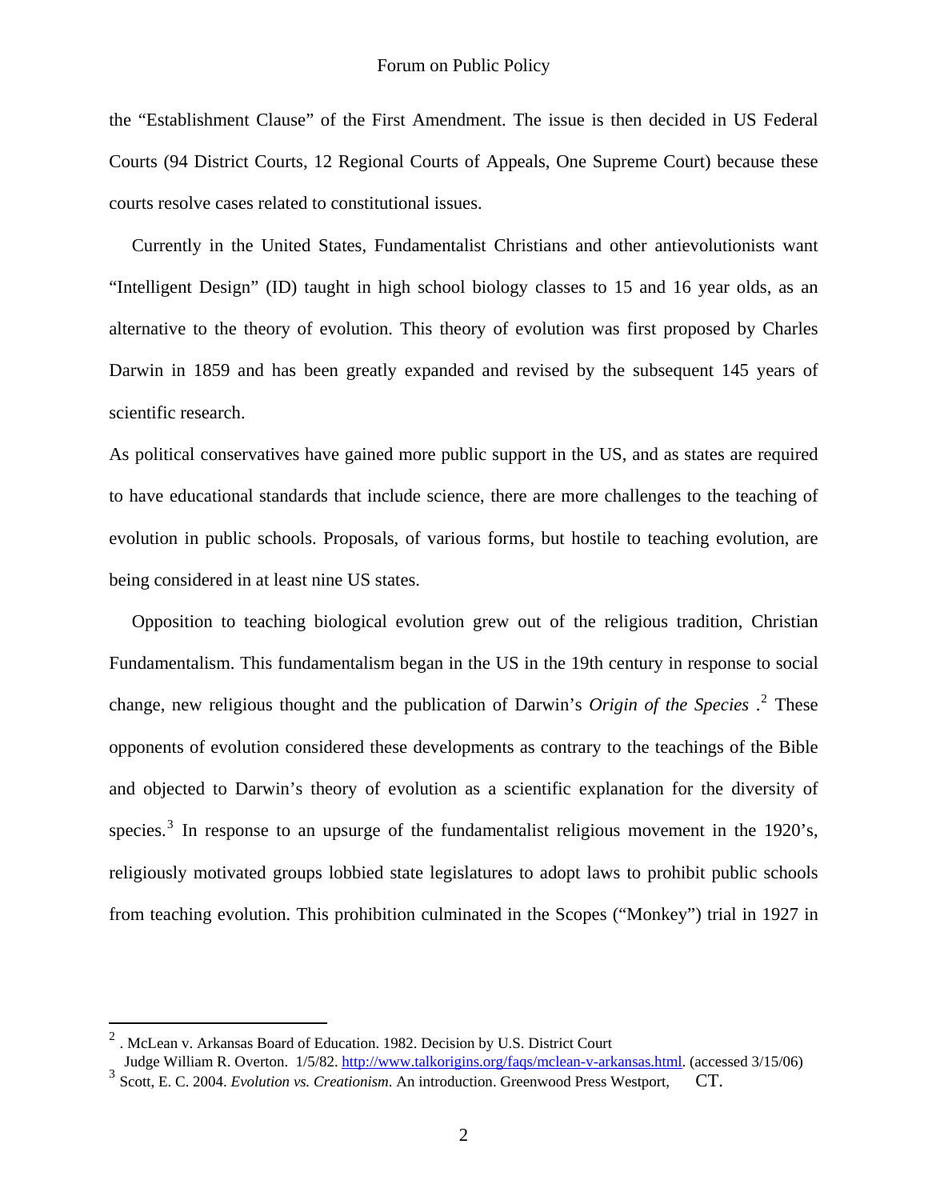the "Establishment Clause" of the First Amendment. The issue is then decided in US Federal Courts (94 District Courts, 12 Regional Courts of Appeals, One Supreme Court) because these courts resolve cases related to constitutional issues.

Currently in the United States, Fundamentalist Christians and other antievolutionists want "Intelligent Design" (ID) taught in high school biology classes to 15 and 16 year olds, as an alternative to the theory of evolution. This theory of evolution was first proposed by Charles Darwin in 1859 and has been greatly expanded and revised by the subsequent 145 years of scientific research.

As political conservatives have gained more public support in the US, and as states are required to have educational standards that include science, there are more challenges to the teaching of evolution in public schools. Proposals, of various forms, but hostile to teaching evolution, are being considered in at least nine US states.

Opposition to teaching biological evolution grew out of the religious tradition, Christian Fundamentalism. This fundamentalism began in the US in the 19th century in response to social change, new religious thought and the publication of Darwin's *Origin of the Species* .[2] These opponents of evolution considered these developments as contrary to the teachings of the Bible and objected to Darwin's theory of evolution as a scientific explanation for the diversity of species.[3] In response to an upsurge of the fundamentalist religious movement in the 1920's, religiously motivated groups lobbied state legislatures to adopt laws to prohibit public schools from teaching evolution. This prohibition culminated in the Scopes ("Monkey") trial in 1927 in

---

[2] . McLean v. Arkansas Board of Education. 1982. Decision by U.S. District Court Judge William R. Overton. 1/5/82. http://www.talkorigins.org/faqs/mclean-v-arkansas.html. (accessed 3/15/06)

[3] Scott, E. C. 2004. *Evolution vs. Creationism*. An introduction. Greenwood Press Westport, CT.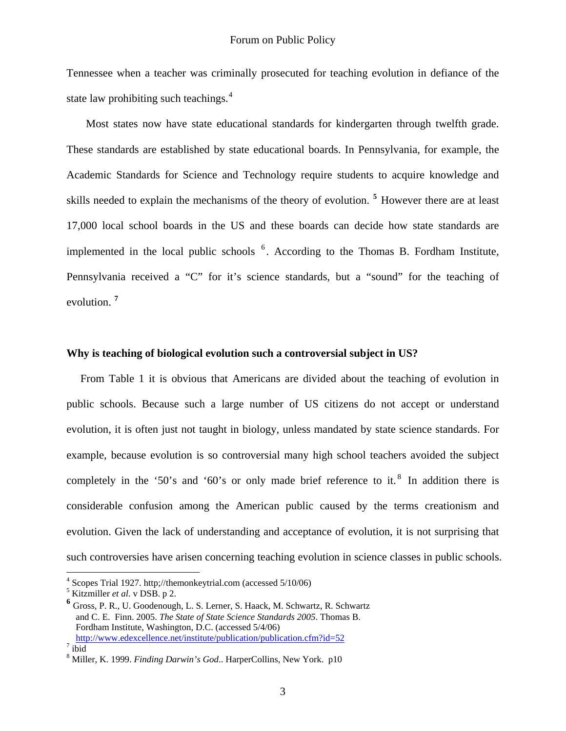Tennessee when a teacher was criminally prosecuted for teaching evolution in defiance of the state law prohibiting such teachings.[4]

Most states now have state educational standards for kindergarten through twelfth grade. These standards are established by state educational boards. In Pennsylvania, for example, the Academic Standards for Science and Technology require students to acquire knowledge and skills needed to explain the mechanisms of the theory of evolution. [5] However there are at least 17,000 local school boards in the US and these boards can decide how state standards are implemented in the local public schools [6]. According to the Thomas B. Fordham Institute, Pennsylvania received a "C" for it's science standards, but a "sound" for the teaching of evolution. [7]

**Why is teaching of biological evolution such a controversial subject in US?**

From Table 1 it is obvious that Americans are divided about the teaching of evolution in public schools. Because such a large number of US citizens do not accept or understand evolution, it is often just not taught in biology, unless mandated by state science standards. For example, because evolution is so controversial many high school teachers avoided the subject completely in the '50's and '60's or only made brief reference to it.[8] In addition there is considerable confusion among the American public caused by the terms creationism and evolution. Given the lack of understanding and acceptance of evolution, it is not surprising that such controversies have arisen concerning teaching evolution in science classes in public schools.

---

[4] Scopes Trial 1927. http;//themonkeytrial.com (accessed 5/10/06)

[5] Kitzmiller *et al.* v DSB. p 2.

[6] Gross, P. R., U. Goodenough, L. S. Lerner, S. Haack, M. Schwartz, R. Schwartz and C. E. Finn. 2005. *The State of State Science Standards 2005*. Thomas B. Fordham Institute, Washington, D.C. (accessed 5/4/06) http://www.edexcellence.net/institute/publication/publication.cfm?id=52

[7] ibid

[8] Miller, K. 1999. *Finding Darwin's God*.. HarperCollins, New York. p10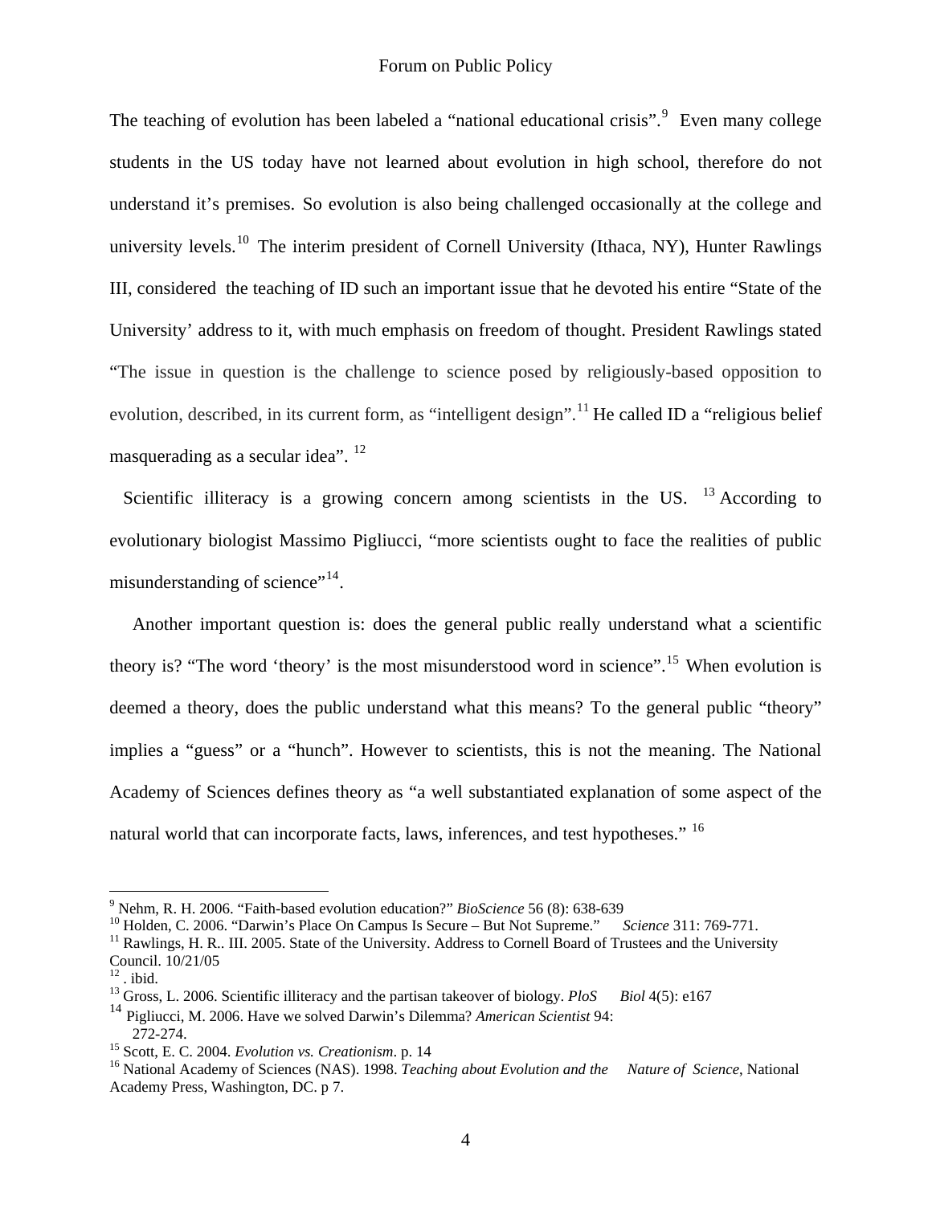The teaching of evolution has been labeled a "national educational crisis".[9] Even many college students in the US today have not learned about evolution in high school, therefore do not understand it's premises. So evolution is also being challenged occasionally at the college and university levels.[10] The interim president of Cornell University (Ithaca, NY), Hunter Rawlings III, considered the teaching of ID such an important issue that he devoted his entire "State of the University' address to it, with much emphasis on freedom of thought. President Rawlings stated "The issue in question is the challenge to science posed by religiously-based opposition to evolution, described, in its current form, as "intelligent design".[11] He called ID a "religious belief masquerading as a secular idea".[12]

Scientific illiteracy is a growing concern among scientists in the US.[13] According to evolutionary biologist Massimo Pigliucci, "more scientists ought to face the realities of public misunderstanding of science"[14].

Another important question is: does the general public really understand what a scientific theory is? "The word 'theory' is the most misunderstood word in science".[15] When evolution is deemed a theory, does the public understand what this means? To the general public "theory" implies a "guess" or a "hunch". However to scientists, this is not the meaning. The National Academy of Sciences defines theory as "a well substantiated explanation of some aspect of the natural world that can incorporate facts, laws, inferences, and test hypotheses."[16]

---

[9] Nehm, R. H. 2006. "Faith-based evolution education?" *BioScience* 56 (8): 638-639

[10] Holden, C. 2006. "Darwin's Place On Campus Is Secure – But Not Supreme." *Science* 311: 769-771.

[11] Rawlings, H. R.. III. 2005. State of the University. Address to Cornell Board of Trustees and the University Council. 10/21/05

[12] . ibid.

[13] Gross, L. 2006. Scientific illiteracy and the partisan takeover of biology. *PloS Biol* 4(5): e167

[14] Pigliucci, M. 2006. Have we solved Darwin's Dilemma? *American Scientist* 94: 272-274.

[15] Scott, E. C. 2004. *Evolution vs. Creationism*. p. 14

[16] National Academy of Sciences (NAS). 1998. *Teaching about Evolution and the Nature of Science*, National Academy Press, Washington, DC. p 7.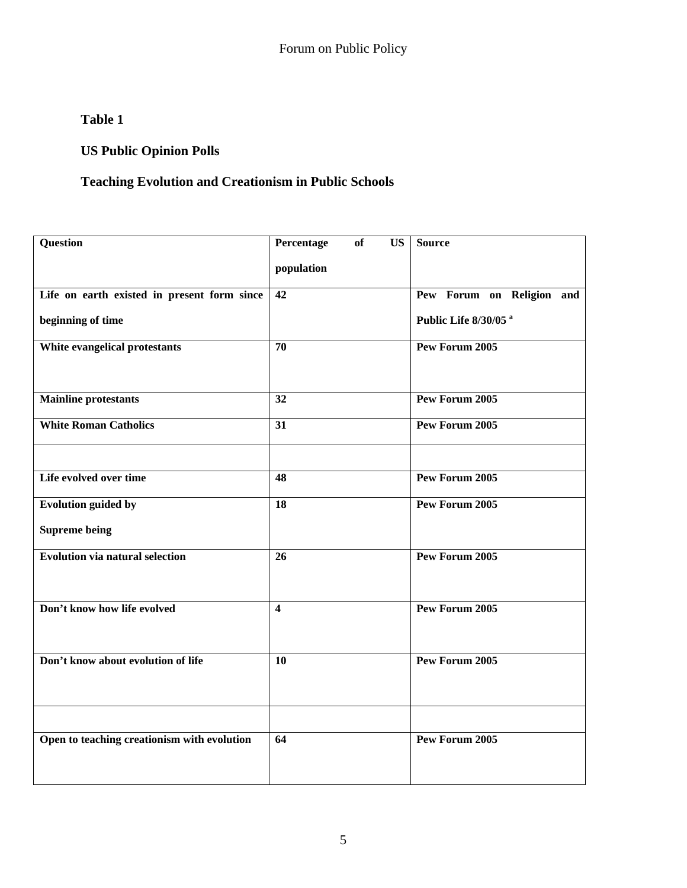**Table 1**

**US Public Opinion Polls**

**Teaching Evolution and Creationism in Public Schools**

| Question | Percentage of US population | Source |
|---|---|---|
| Life on earth existed in present form since beginning of time | 42 | Pew Forum on Religion and Public Life 8/30/05 [a] |
| White evangelical protestants | 70 | Pew Forum 2005 |
| Mainline protestants | 32 | Pew Forum 2005 |
| White Roman Catholics | 31 | Pew Forum 2005 |
| | | |
| Life evolved over time | 48 | Pew Forum 2005 |
| Evolution guided by Supreme being | 18 | Pew Forum 2005 |
| Evolution via natural selection | 26 | Pew Forum 2005 |
| Don't know how life evolved | 4 | Pew Forum 2005 |
| Don't know about evolution of life | 10 | Pew Forum 2005 |
| | | |
| Open to teaching creationism with evolution | 64 | Pew Forum 2005 |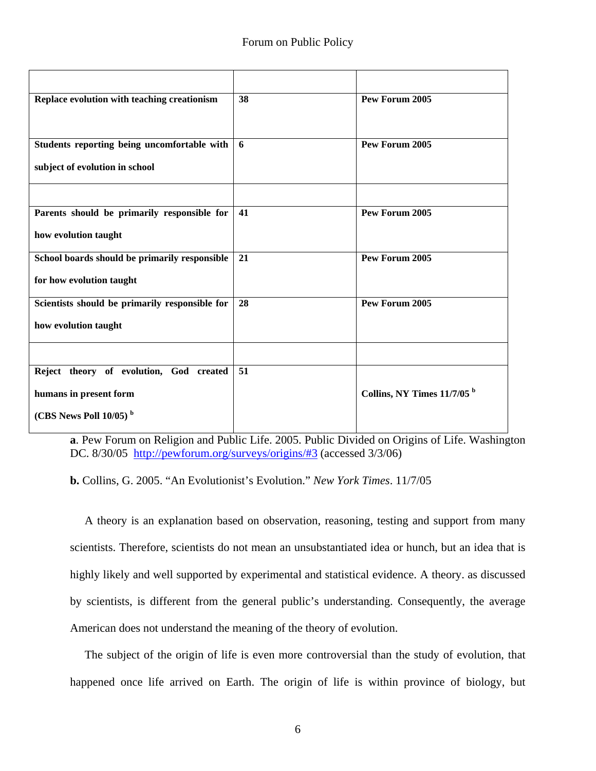| | | |
|---|---|---|
| **Replace evolution with teaching creationism** | **38** | **Pew Forum 2005** |
| **Students reporting being uncomfortable with subject of evolution in school** | **6** | **Pew Forum 2005** |
| | | |
| **Parents should be primarily responsible for how evolution taught** | **41** | **Pew Forum 2005** |
| **School boards should be primarily responsible for how evolution taught** | **21** | **Pew Forum 2005** |
| **Scientists should be primarily responsible for how evolution taught** | **28** | **Pew Forum 2005** |
| | | |
| **Reject theory of evolution, God created humans in present form (CBS News Poll 10/05)** [b] | **51** | **Collins, NY Times 11/7/05** [b] |

**a**. Pew Forum on Religion and Public Life. 2005. Public Divided on Origins of Life. Washington DC. 8/30/05 http://pewforum.org/surveys/origins/#3 (accessed 3/3/06)

**b.** Collins, G. 2005. "An Evolutionist's Evolution." *New York Times*. 11/7/05

A theory is an explanation based on observation, reasoning, testing and support from many scientists. Therefore, scientists do not mean an unsubstantiated idea or hunch, but an idea that is highly likely and well supported by experimental and statistical evidence. A theory. as discussed by scientists, is different from the general public's understanding. Consequently, the average American does not understand the meaning of the theory of evolution.

The subject of the origin of life is even more controversial than the study of evolution, that happened once life arrived on Earth. The origin of life is within province of biology, but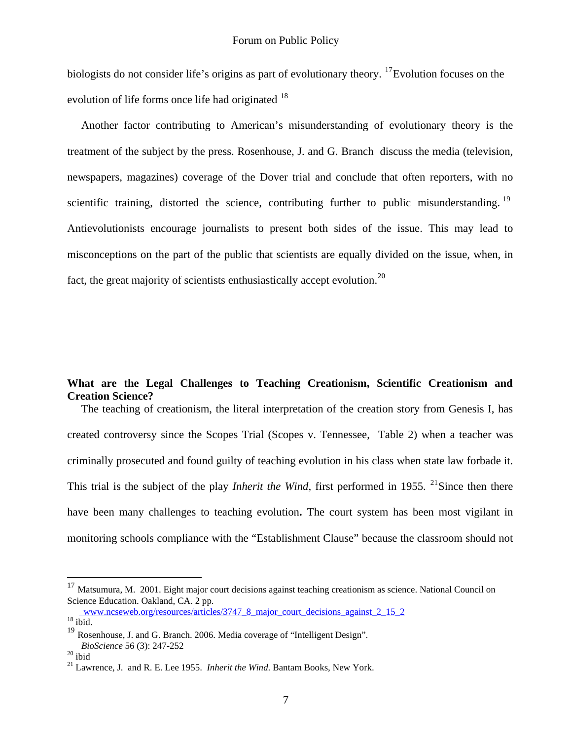biologists do not consider life's origins as part of evolutionary theory. [17]Evolution focuses on the evolution of life forms once life had originated [18]

Another factor contributing to American's misunderstanding of evolutionary theory is the treatment of the subject by the press. Rosenhouse, J. and G. Branch discuss the media (television, newspapers, magazines) coverage of the Dover trial and conclude that often reporters, with no scientific training, distorted the science, contributing further to public misunderstanding. [19] Antievolutionists encourage journalists to present both sides of the issue. This may lead to misconceptions on the part of the public that scientists are equally divided on the issue, when, in fact, the great majority of scientists enthusiastically accept evolution.[20]

**What are the Legal Challenges to Teaching Creationism, Scientific Creationism and Creation Science?**

The teaching of creationism, the literal interpretation of the creation story from Genesis I, has created controversy since the Scopes Trial (Scopes v. Tennessee, Table 2) when a teacher was criminally prosecuted and found guilty of teaching evolution in his class when state law forbade it. This trial is the subject of the play *Inherit the Wind*, first performed in 1955. [21]Since then there have been many challenges to teaching evolution**.** The court system has been most vigilant in monitoring schools compliance with the "Establishment Clause" because the classroom should not

---

[17] Matsumura, M. 2001. Eight major court decisions against teaching creationism as science. National Council on Science Education. Oakland, CA. 2 pp. www.ncseweb.org/resources/articles/3747_8_major_court_decisions_against_2_15_2

[18] ibid.

[19] Rosenhouse, J. and G. Branch. 2006. Media coverage of "Intelligent Design". *BioScience* 56 (3): 247-252

[20] ibid

[21] Lawrence, J. and R. E. Lee 1955. *Inherit the Wind*. Bantam Books, New York.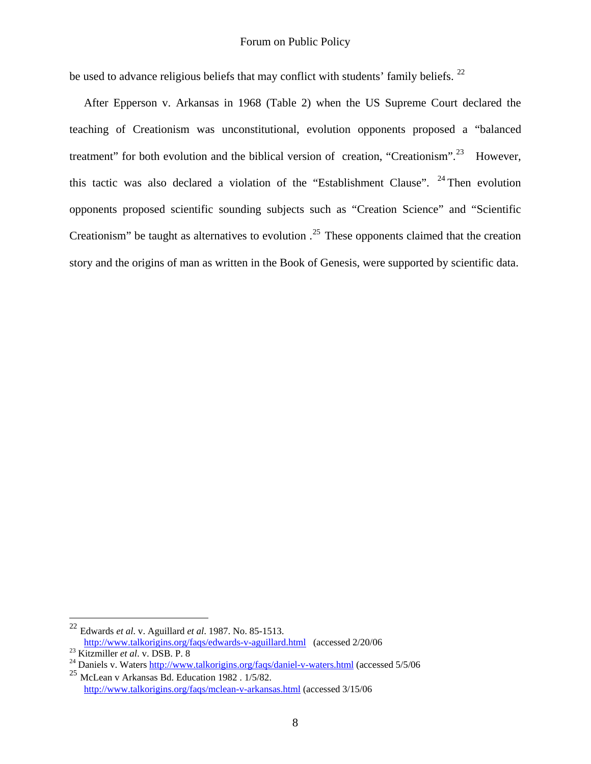be used to advance religious beliefs that may conflict with students' family beliefs. [22]

After Epperson v. Arkansas in 1968 (Table 2) when the US Supreme Court declared the teaching of Creationism was unconstitutional, evolution opponents proposed a "balanced treatment" for both evolution and the biblical version of creation, "Creationism".[23] However, this tactic was also declared a violation of the "Establishment Clause". [24] Then evolution opponents proposed scientific sounding subjects such as "Creation Science" and "Scientific Creationism" be taught as alternatives to evolution .[25] These opponents claimed that the creation story and the origins of man as written in the Book of Genesis, were supported by scientific data.

---

[22] Edwards *et al*. v. Aguillard *et al*. 1987. No. 85-1513. http://www.talkorigins.org/faqs/edwards-v-aguillard.html (accessed 2/20/06

[23] Kitzmiller *et al*. v. DSB. P. 8

[24] Daniels v. Waters http://www.talkorigins.org/faqs/daniel-v-waters.html (accessed 5/5/06

[25] McLean v Arkansas Bd. Education 1982 . 1/5/82. http://www.talkorigins.org/faqs/mclean-v-arkansas.html (accessed 3/15/06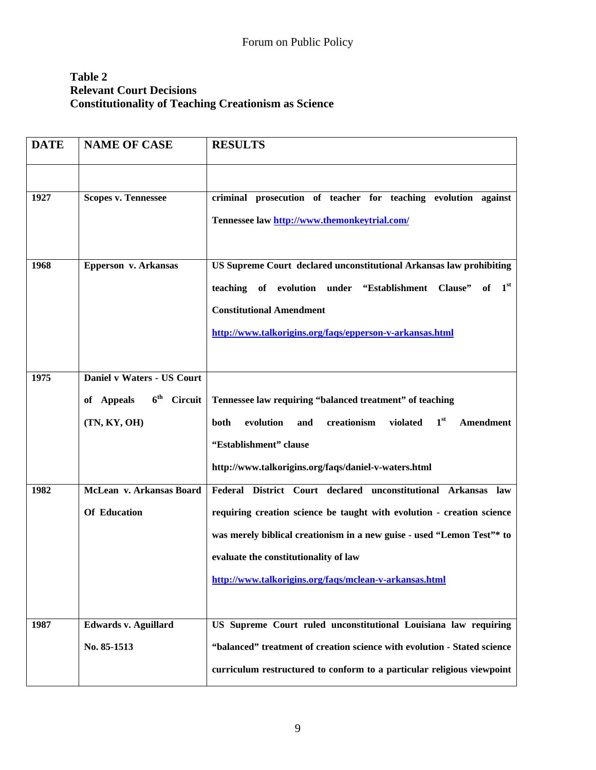**Table 2**
**Relevant Court Decisions**
**Constitutionality of Teaching Creationism as Science**

| DATE | NAME OF CASE | RESULTS |
|---|---|---|
| | | |
| 1927 | Scopes v. Tennessee | criminal prosecution of teacher for teaching evolution against Tennessee law http://www.themonkeytrial.com/ |
| 1968 | Epperson v. Arkansas | US Supreme Court declared unconstitutional Arkansas law prohibiting teaching of evolution under "Establishment Clause" of 1st Constitutional Amendment http://www.talkorigins.org/faqs/epperson-v-arkansas.html |
| 1975 | Daniel v Waters - US Court of Appeals 6th Circuit (TN, KY, OH) | Tennessee law requiring "balanced treatment" of teaching both evolution and creationism violated 1st Amendment "Establishment" clause http://www.talkorigins.org/faqs/daniel-v-waters.html |
| 1982 | McLean v. Arkansas Board Of Education | Federal District Court declared unconstitutional Arkansas law requiring creation science be taught with evolution - creation science was merely biblical creationism in a new guise - used "Lemon Test"* to evaluate the constitutionality of law http://www.talkorigins.org/faqs/mclean-v-arkansas.html |
| 1987 | Edwards v. Aguillard No. 85-1513 | US Supreme Court ruled unconstitutional Louisiana law requiring "balanced" treatment of creation science with evolution - Stated science curriculum restructured to conform to a particular religious viewpoint |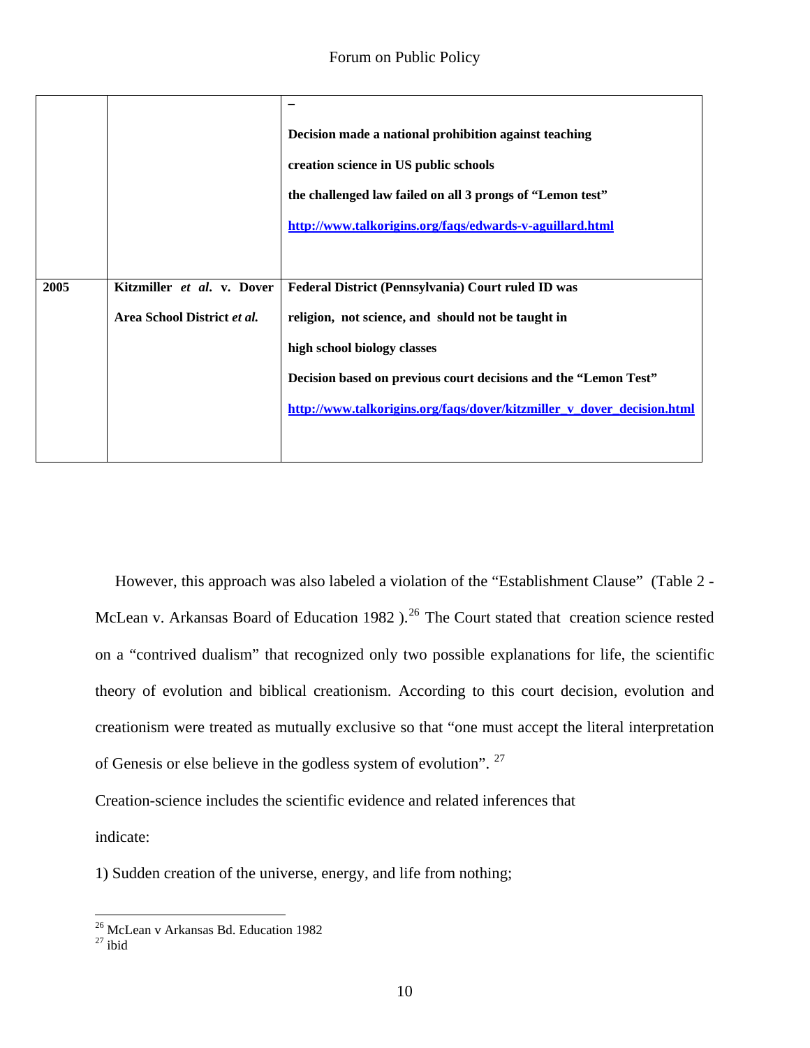| | | |
|---|---|---|
| | | – **Decision made a national prohibition against teaching creation science in US public schools** **the challenged law failed on all 3 prongs of "Lemon test"** **http://www.talkorigins.org/faqs/edwards-v-aguillard.html** |
| **2005** | **Kitzmiller *et al*. v. Dover Area School District *et al.*** | **Federal District (Pennsylvania) Court ruled ID was religion, not science, and should not be taught in high school biology classes** **Decision based on previous court decisions and the "Lemon Test"** **http://www.talkorigins.org/faqs/dover/kitzmiller_v_dover_decision.html** |

However, this approach was also labeled a violation of the "Establishment Clause" (Table 2 - McLean v. Arkansas Board of Education 1982 ).[26] The Court stated that creation science rested on a "contrived dualism" that recognized only two possible explanations for life, the scientific theory of evolution and biblical creationism. According to this court decision, evolution and creationism were treated as mutually exclusive so that "one must accept the literal interpretation of Genesis or else believe in the godless system of evolution". [27]

Creation-science includes the scientific evidence and related inferences that indicate:

1) Sudden creation of the universe, energy, and life from nothing;

---

[26] McLean v Arkansas Bd. Education 1982

[27] ibid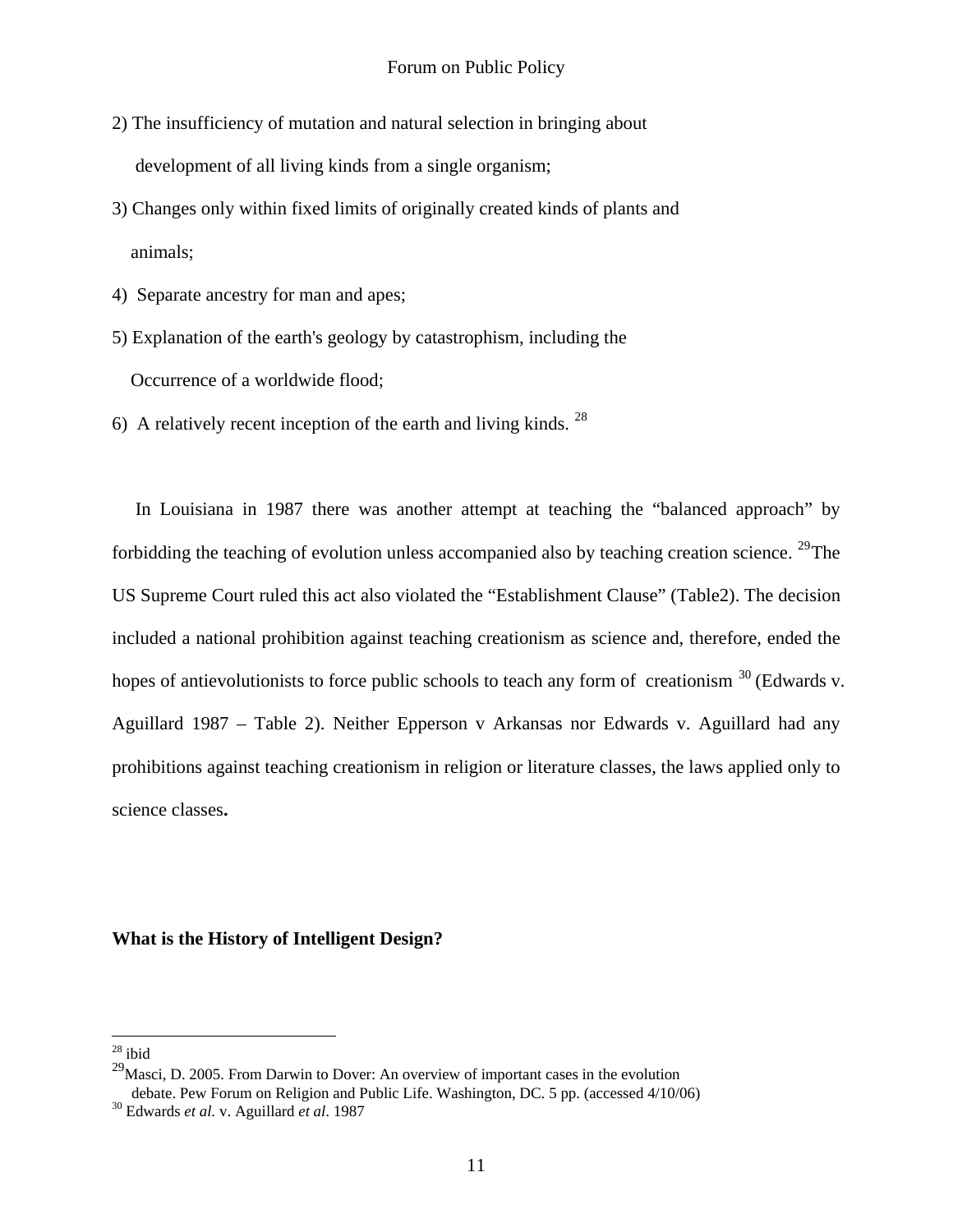2) The insufficiency of mutation and natural selection in bringing about development of all living kinds from a single organism;

3) Changes only within fixed limits of originally created kinds of plants and animals;

4) Separate ancestry for man and apes;

5) Explanation of the earth's geology by catastrophism, including the Occurrence of a worldwide flood;

6) A relatively recent inception of the earth and living kinds. [28]

In Louisiana in 1987 there was another attempt at teaching the "balanced approach" by forbidding the teaching of evolution unless accompanied also by teaching creation science. [29]The US Supreme Court ruled this act also violated the "Establishment Clause" (Table2). The decision included a national prohibition against teaching creationism as science and, therefore, ended the hopes of antievolutionists to force public schools to teach any form of creationism [30] (Edwards v. Aguillard 1987 – Table 2). Neither Epperson v Arkansas nor Edwards v. Aguillard had any prohibitions against teaching creationism in religion or literature classes, the laws applied only to science classes**.**

**What is the History of Intelligent Design?**

---

[28] ibid

[29] Masci, D. 2005. From Darwin to Dover: An overview of important cases in the evolution debate. Pew Forum on Religion and Public Life. Washington, DC. 5 pp. (accessed 4/10/06)

[30] Edwards *et al.* v. Aguillard *et al*. 1987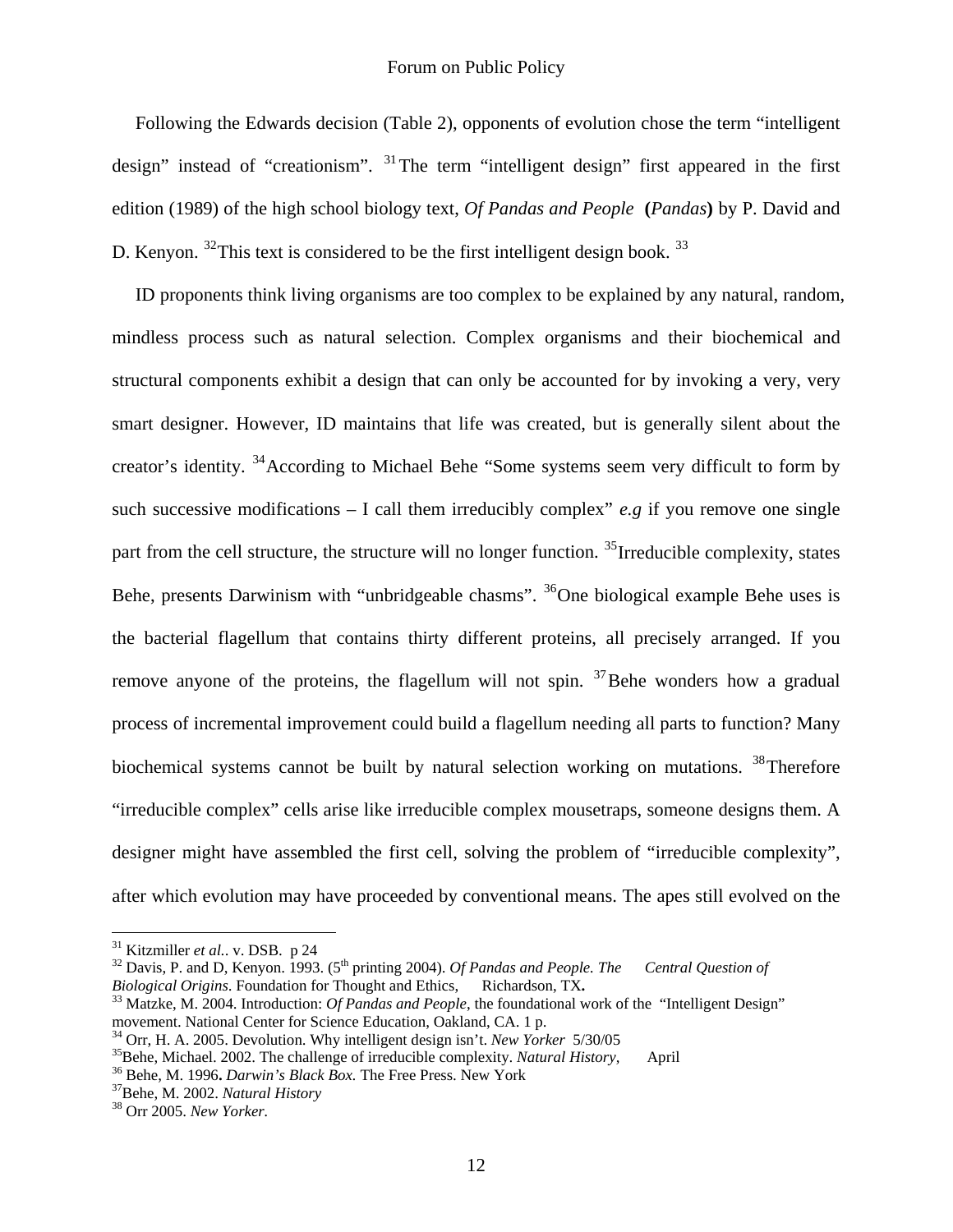Following the Edwards decision (Table 2), opponents of evolution chose the term "intelligent design" instead of "creationism". [31] The term "intelligent design" first appeared in the first edition (1989) of the high school biology text, *Of Pandas and People* **(***Pandas***)** by P. David and D. Kenyon. [32]This text is considered to be the first intelligent design book. [33]

ID proponents think living organisms are too complex to be explained by any natural, random, mindless process such as natural selection. Complex organisms and their biochemical and structural components exhibit a design that can only be accounted for by invoking a very, very smart designer. However, ID maintains that life was created, but is generally silent about the creator's identity. [34]According to Michael Behe "Some systems seem very difficult to form by such successive modifications – I call them irreducibly complex" *e.g* if you remove one single part from the cell structure, the structure will no longer function. [35]Irreducible complexity, states Behe, presents Darwinism with "unbridgeable chasms". [36]One biological example Behe uses is the bacterial flagellum that contains thirty different proteins, all precisely arranged. If you remove anyone of the proteins, the flagellum will not spin. [37]Behe wonders how a gradual process of incremental improvement could build a flagellum needing all parts to function? Many biochemical systems cannot be built by natural selection working on mutations. [38]Therefore "irreducible complex" cells arise like irreducible complex mousetraps, someone designs them. A designer might have assembled the first cell, solving the problem of "irreducible complexity", after which evolution may have proceeded by conventional means. The apes still evolved on the

---

[31] Kitzmiller *et al.*. v. DSB. p 24

[32] Davis, P. and D, Kenyon. 1993. (5th printing 2004). *Of Pandas and People. The Central Question of Biological Origins*. Foundation for Thought and Ethics, Richardson, TX**.**

[33] Matzke, M. 2004. Introduction: *Of Pandas and People*, the foundational work of the "Intelligent Design" movement. National Center for Science Education, Oakland, CA. 1 p.

[34] Orr, H. A. 2005. Devolution. Why intelligent design isn't. *New Yorker* 5/30/05

[35]Behe, Michael. 2002. The challenge of irreducible complexity. *Natural History*, April

[36] Behe, M. 1996**.** *Darwin's Black Box.* The Free Press. New York

[37]Behe, M. 2002. *Natural History*

[38] Orr 2005. *New Yorker.*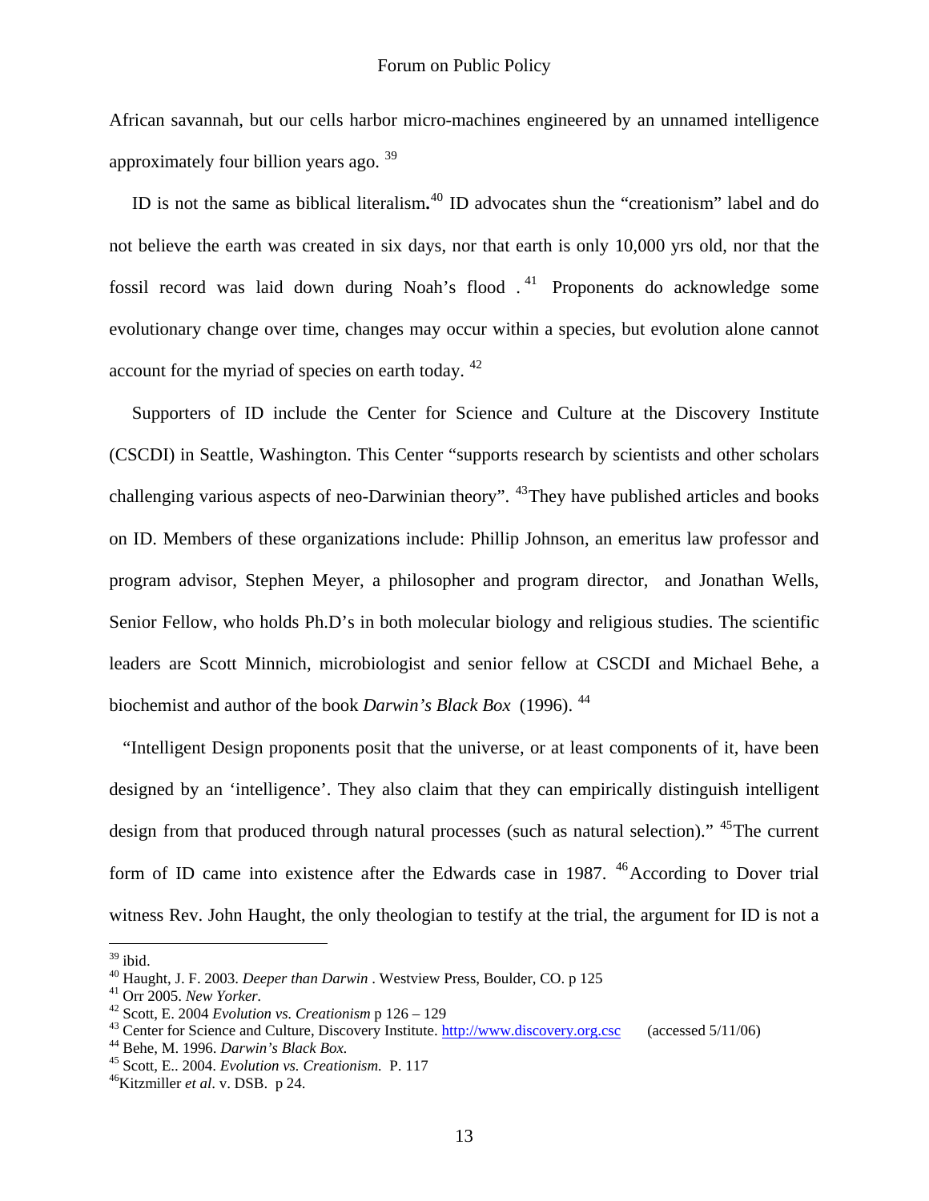African savannah, but our cells harbor micro-machines engineered by an unnamed intelligence approximately four billion years ago. [39]

ID is not the same as biblical literalism**.**[40] ID advocates shun the "creationism" label and do not believe the earth was created in six days, nor that earth is only 10,000 yrs old, nor that the fossil record was laid down during Noah's flood . [41] Proponents do acknowledge some evolutionary change over time, changes may occur within a species, but evolution alone cannot account for the myriad of species on earth today. [42]

Supporters of ID include the Center for Science and Culture at the Discovery Institute (CSCDI) in Seattle, Washington. This Center "supports research by scientists and other scholars challenging various aspects of neo-Darwinian theory". [43]They have published articles and books on ID. Members of these organizations include: Phillip Johnson, an emeritus law professor and program advisor, Stephen Meyer, a philosopher and program director, and Jonathan Wells, Senior Fellow, who holds Ph.D's in both molecular biology and religious studies. The scientific leaders are Scott Minnich, microbiologist and senior fellow at CSCDI and Michael Behe, a biochemist and author of the book *Darwin's Black Box* (1996). [44]

"Intelligent Design proponents posit that the universe, or at least components of it, have been designed by an 'intelligence'. They also claim that they can empirically distinguish intelligent design from that produced through natural processes (such as natural selection)." [45]The current form of ID came into existence after the Edwards case in 1987. [46]According to Dover trial witness Rev. John Haught, the only theologian to testify at the trial, the argument for ID is not a

---

[39] ibid.

[40] Haught, J. F. 2003. *Deeper than Darwin* . Westview Press, Boulder, CO. p 125

[41] Orr 2005. *New Yorker.*

[42] Scott, E. 2004 *Evolution vs. Creationism* p 126 – 129

[43] Center for Science and Culture, Discovery Institute. http://www.discovery.org.csc (accessed 5/11/06)

[44] Behe, M. 1996. *Darwin's Black Box.*

[45] Scott, E.. 2004. *Evolution vs. Creationism.* P. 117

[46] Kitzmiller *et al*. v. DSB. p 24.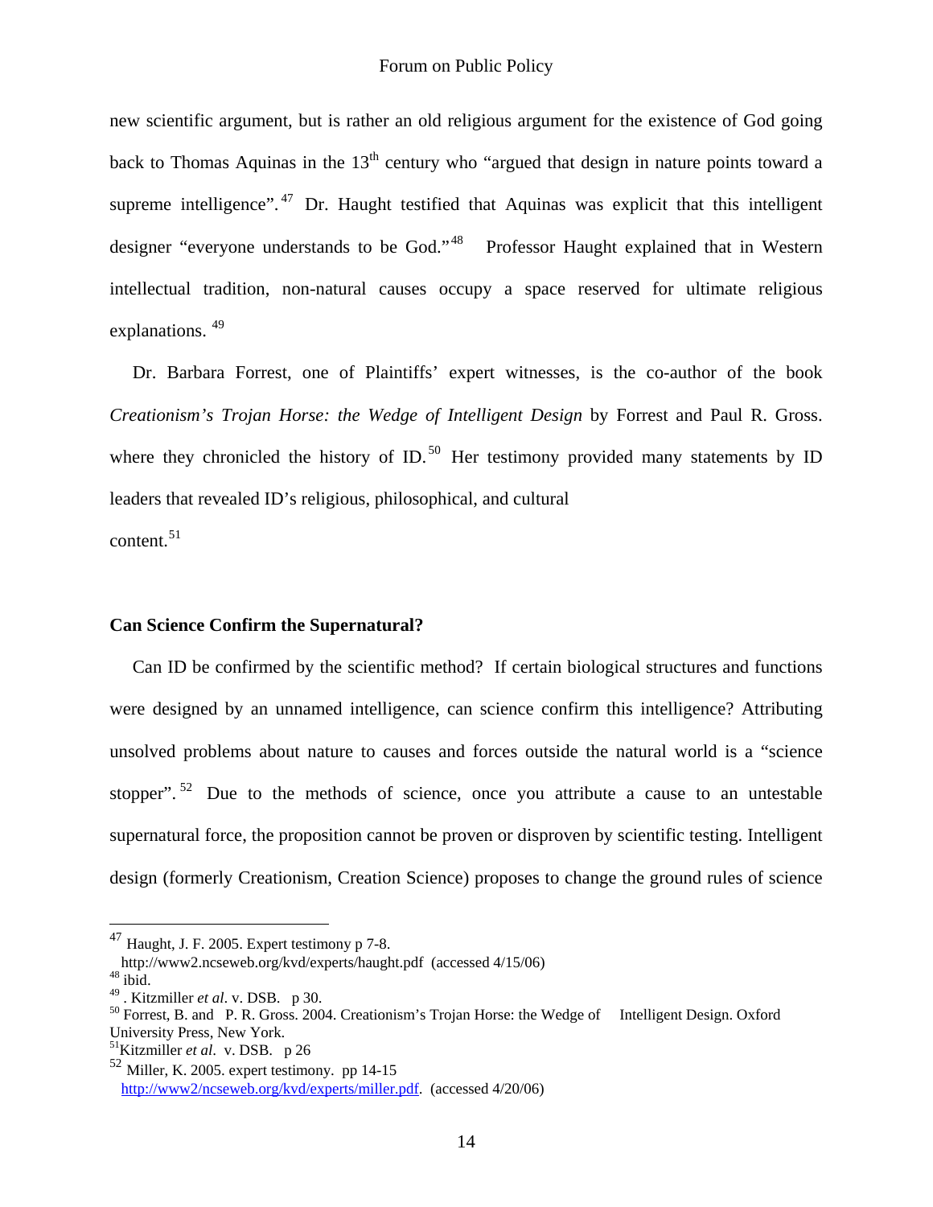new scientific argument, but is rather an old religious argument for the existence of God going back to Thomas Aquinas in the 13th century who "argued that design in nature points toward a supreme intelligence".[47] Dr. Haught testified that Aquinas was explicit that this intelligent designer "everyone understands to be God."[48] Professor Haught explained that in Western intellectual tradition, non-natural causes occupy a space reserved for ultimate religious explanations.[49]

Dr. Barbara Forrest, one of Plaintiffs' expert witnesses, is the co-author of the book *Creationism's Trojan Horse: the Wedge of Intelligent Design* by Forrest and Paul R. Gross. where they chronicled the history of ID.[50] Her testimony provided many statements by ID leaders that revealed ID's religious, philosophical, and cultural content.[51]

**Can Science Confirm the Supernatural?**

Can ID be confirmed by the scientific method? If certain biological structures and functions were designed by an unnamed intelligence, can science confirm this intelligence? Attributing unsolved problems about nature to causes and forces outside the natural world is a "science stopper".[52] Due to the methods of science, once you attribute a cause to an untestable supernatural force, the proposition cannot be proven or disproven by scientific testing. Intelligent design (formerly Creationism, Creation Science) proposes to change the ground rules of science

---

[47] Haught, J. F. 2005. Expert testimony p 7-8. http://www2.ncseweb.org/kvd/experts/haught.pdf (accessed 4/15/06)

[48] ibid.

[49] . Kitzmiller *et al*. v. DSB. p 30.

[50] Forrest, B. and P. R. Gross. 2004. Creationism's Trojan Horse: the Wedge of Intelligent Design. Oxford University Press, New York.

[51] Kitzmiller *et al*. v. DSB. p 26

[52] Miller, K. 2005. expert testimony. pp 14-15 http://www2/ncseweb.org/kvd/experts/miller.pdf. (accessed 4/20/06)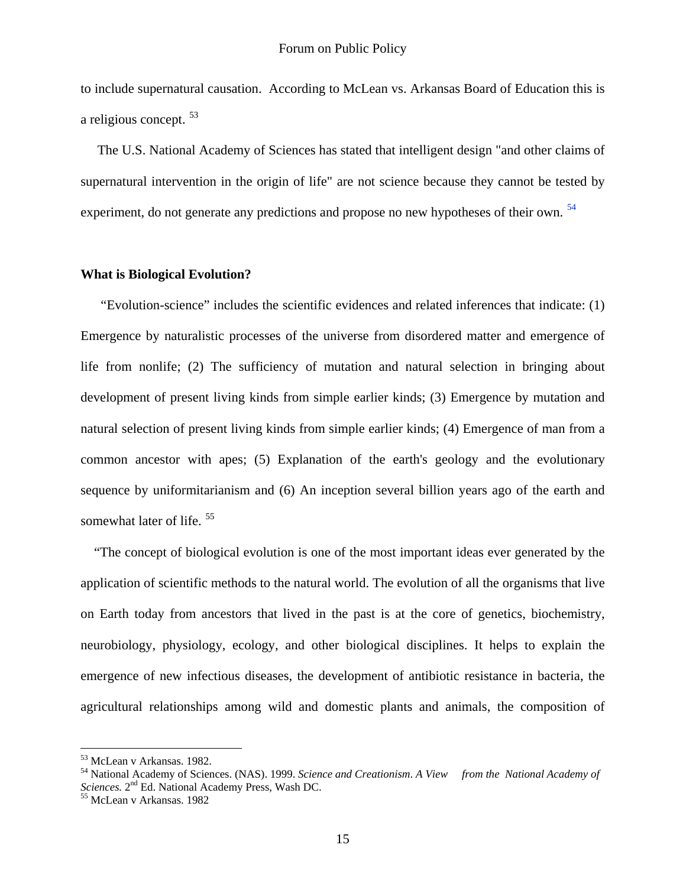to include supernatural causation. According to McLean vs. Arkansas Board of Education this is a religious concept. [53]

The U.S. National Academy of Sciences has stated that intelligent design "and other claims of supernatural intervention in the origin of life" are not science because they cannot be tested by experiment, do not generate any predictions and propose no new hypotheses of their own. [54]

**What is Biological Evolution?**

"Evolution-science" includes the scientific evidences and related inferences that indicate: (1) Emergence by naturalistic processes of the universe from disordered matter and emergence of life from nonlife; (2) The sufficiency of mutation and natural selection in bringing about development of present living kinds from simple earlier kinds; (3) Emergence by mutation and natural selection of present living kinds from simple earlier kinds; (4) Emergence of man from a common ancestor with apes; (5) Explanation of the earth's geology and the evolutionary sequence by uniformitarianism and (6) An inception several billion years ago of the earth and somewhat later of life. [55]

"The concept of biological evolution is one of the most important ideas ever generated by the application of scientific methods to the natural world. The evolution of all the organisms that live on Earth today from ancestors that lived in the past is at the core of genetics, biochemistry, neurobiology, physiology, ecology, and other biological disciplines. It helps to explain the emergence of new infectious diseases, the development of antibiotic resistance in bacteria, the agricultural relationships among wild and domestic plants and animals, the composition of

---

[53] McLean v Arkansas. 1982.

[54] National Academy of Sciences. (NAS). 1999. *Science and Creationism*. *A View from the National Academy of Sciences.* 2nd Ed. National Academy Press, Wash DC.

[55] McLean v Arkansas. 1982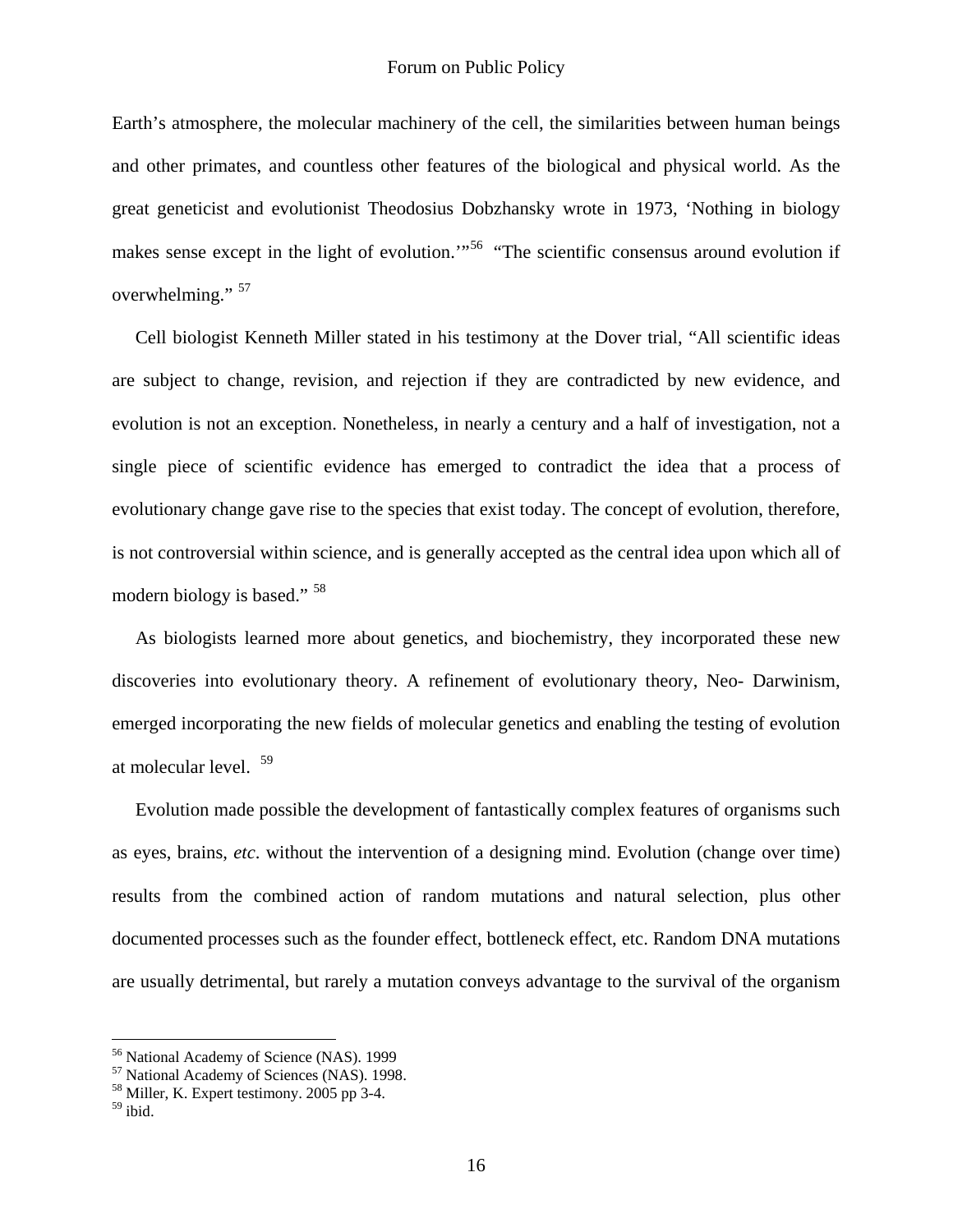Earth's atmosphere, the molecular machinery of the cell, the similarities between human beings and other primates, and countless other features of the biological and physical world. As the great geneticist and evolutionist Theodosius Dobzhansky wrote in 1973, 'Nothing in biology makes sense except in the light of evolution.'"[56] "The scientific consensus around evolution if overwhelming." [57]

Cell biologist Kenneth Miller stated in his testimony at the Dover trial, "All scientific ideas are subject to change, revision, and rejection if they are contradicted by new evidence, and evolution is not an exception. Nonetheless, in nearly a century and a half of investigation, not a single piece of scientific evidence has emerged to contradict the idea that a process of evolutionary change gave rise to the species that exist today. The concept of evolution, therefore, is not controversial within science, and is generally accepted as the central idea upon which all of modern biology is based." [58]

As biologists learned more about genetics, and biochemistry, they incorporated these new discoveries into evolutionary theory. A refinement of evolutionary theory, Neo- Darwinism, emerged incorporating the new fields of molecular genetics and enabling the testing of evolution at molecular level. [59]

Evolution made possible the development of fantastically complex features of organisms such as eyes, brains, *etc*. without the intervention of a designing mind. Evolution (change over time) results from the combined action of random mutations and natural selection, plus other documented processes such as the founder effect, bottleneck effect, etc. Random DNA mutations are usually detrimental, but rarely a mutation conveys advantage to the survival of the organism

---

[56] National Academy of Science (NAS). 1999

[57] National Academy of Sciences (NAS). 1998.

[58] Miller, K. Expert testimony. 2005 pp 3-4.

[59] ibid.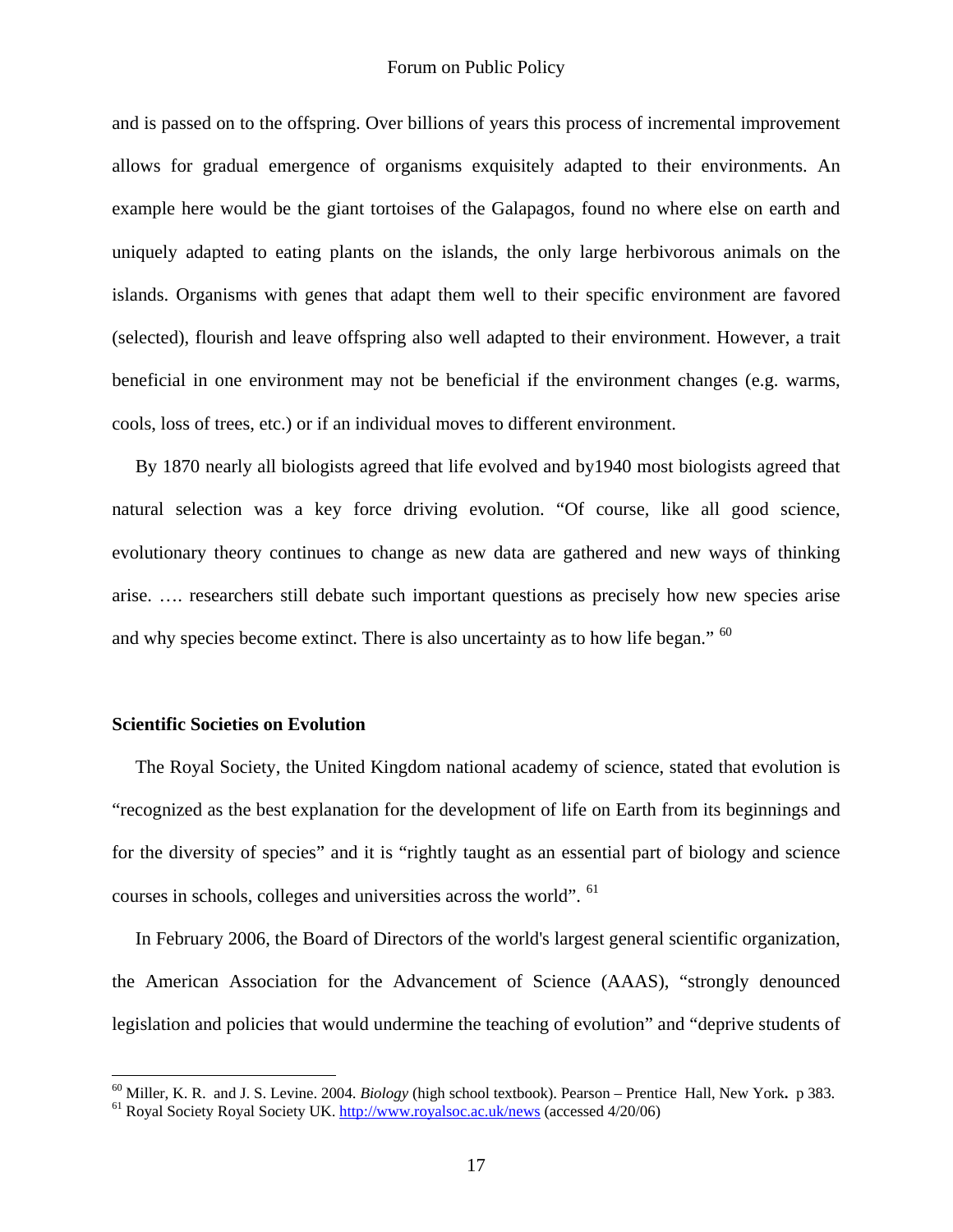and is passed on to the offspring. Over billions of years this process of incremental improvement allows for gradual emergence of organisms exquisitely adapted to their environments. An example here would be the giant tortoises of the Galapagos, found no where else on earth and uniquely adapted to eating plants on the islands, the only large herbivorous animals on the islands. Organisms with genes that adapt them well to their specific environment are favored (selected), flourish and leave offspring also well adapted to their environment. However, a trait beneficial in one environment may not be beneficial if the environment changes (e.g. warms, cools, loss of trees, etc.) or if an individual moves to different environment.

By 1870 nearly all biologists agreed that life evolved and by1940 most biologists agreed that natural selection was a key force driving evolution. "Of course, like all good science, evolutionary theory continues to change as new data are gathered and new ways of thinking arise. …. researchers still debate such important questions as precisely how new species arise and why species become extinct. There is also uncertainty as to how life began." [60]

**Scientific Societies on Evolution**

The Royal Society, the United Kingdom national academy of science, stated that evolution is "recognized as the best explanation for the development of life on Earth from its beginnings and for the diversity of species" and it is "rightly taught as an essential part of biology and science courses in schools, colleges and universities across the world". [61]

In February 2006, the Board of Directors of the world's largest general scientific organization, the American Association for the Advancement of Science (AAAS), "strongly denounced legislation and policies that would undermine the teaching of evolution" and "deprive students of

---

[60] Miller, K. R. and J. S. Levine. 2004. *Biology* (high school textbook). Pearson – Prentice Hall, New York. p 383.

[61] Royal Society Royal Society UK. http://www.royalsoc.ac.uk/news (accessed 4/20/06)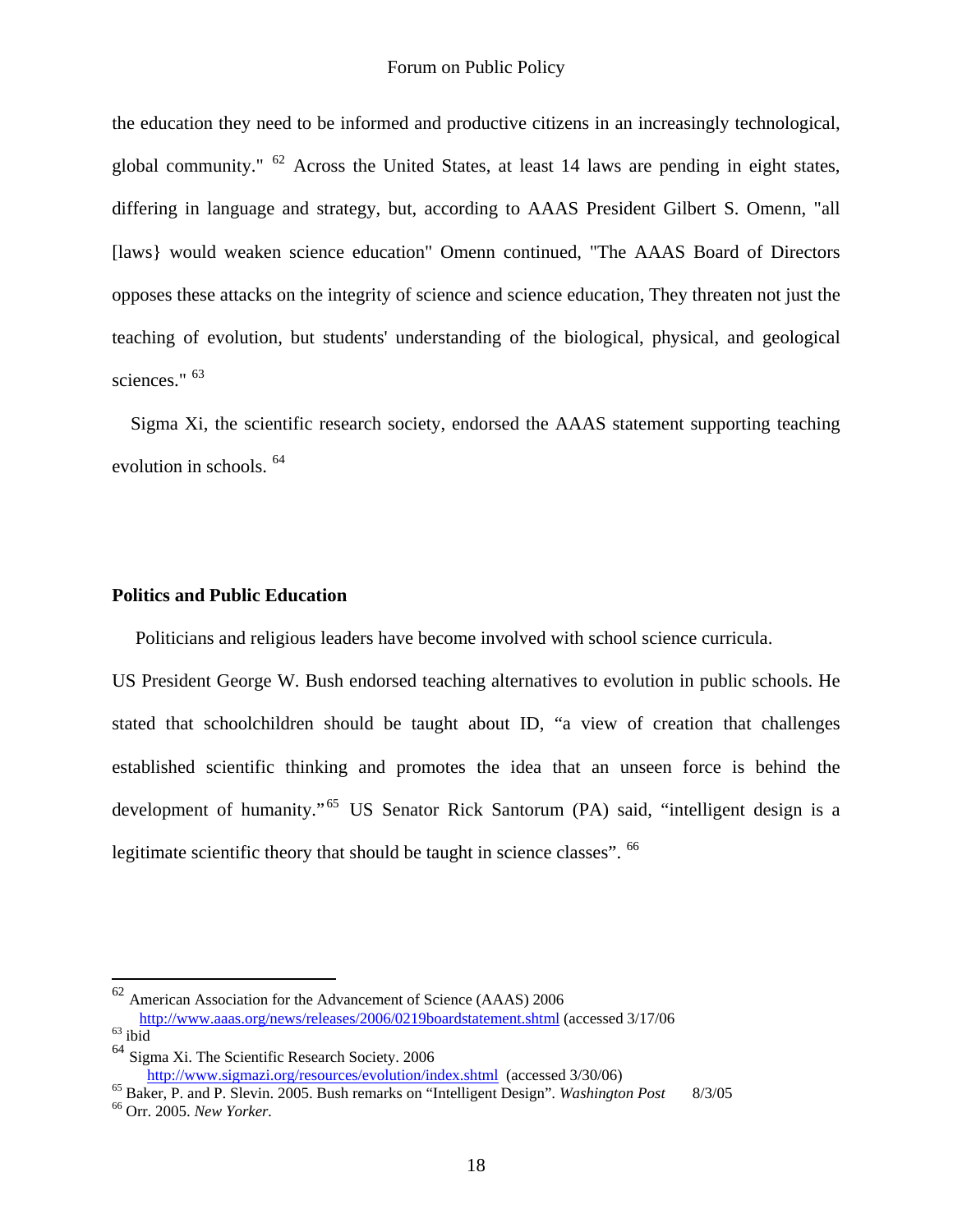the education they need to be informed and productive citizens in an increasingly technological, global community." [62] Across the United States, at least 14 laws are pending in eight states, differing in language and strategy, but, according to AAAS President Gilbert S. Omenn, "all [laws} would weaken science education" Omenn continued, "The AAAS Board of Directors opposes these attacks on the integrity of science and science education, They threaten not just the teaching of evolution, but students' understanding of the biological, physical, and geological sciences." [63]

Sigma Xi, the scientific research society, endorsed the AAAS statement supporting teaching evolution in schools. [64]

**Politics and Public Education**

Politicians and religious leaders have become involved with school science curricula. US President George W. Bush endorsed teaching alternatives to evolution in public schools. He stated that schoolchildren should be taught about ID, "a view of creation that challenges established scientific thinking and promotes the idea that an unseen force is behind the development of humanity." [65] US Senator Rick Santorum (PA) said, "intelligent design is a legitimate scientific theory that should be taught in science classes". [66]

---

[62] American Association for the Advancement of Science (AAAS) 2006 http://www.aaas.org/news/releases/2006/0219boardstatement.shtml (accessed 3/17/06

[63] ibid

[64] Sigma Xi. The Scientific Research Society. 2006 http://www.sigmazi.org/resources/evolution/index.shtml (accessed 3/30/06)

[65] Baker, P. and P. Slevin. 2005. Bush remarks on "Intelligent Design". *Washington Post* 8/3/05

[66] Orr. 2005. *New Yorker.*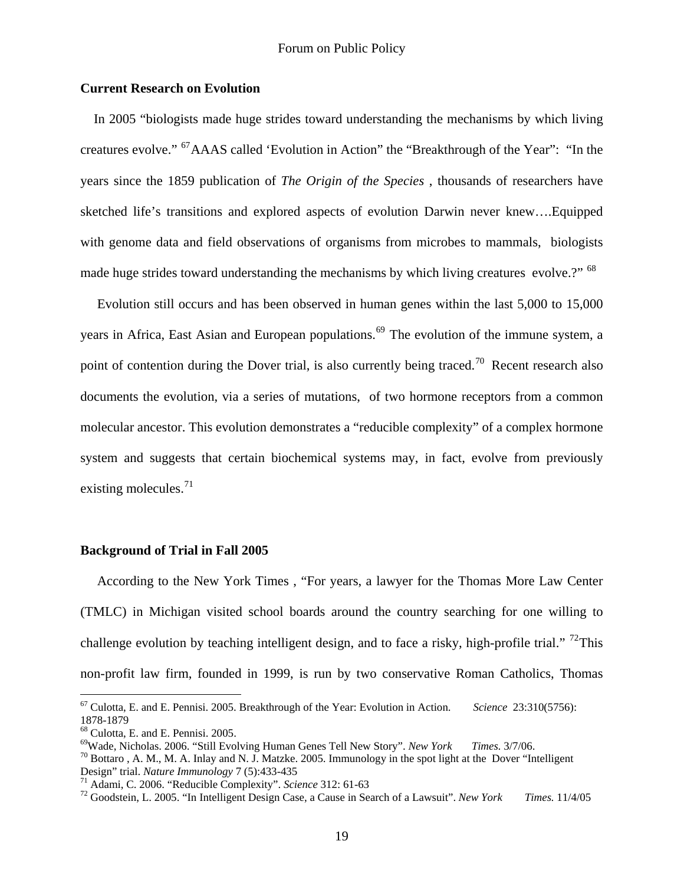**Current Research on Evolution**

In 2005 "biologists made huge strides toward understanding the mechanisms by which living creatures evolve." [67]AAAS called 'Evolution in Action" the "Breakthrough of the Year": "In the years since the 1859 publication of *The Origin of the Species* , thousands of researchers have sketched life's transitions and explored aspects of evolution Darwin never knew….Equipped with genome data and field observations of organisms from microbes to mammals, biologists made huge strides toward understanding the mechanisms by which living creatures evolve.?" [68]

Evolution still occurs and has been observed in human genes within the last 5,000 to 15,000 years in Africa, East Asian and European populations.[69] The evolution of the immune system, a point of contention during the Dover trial, is also currently being traced.[70] Recent research also documents the evolution, via a series of mutations, of two hormone receptors from a common molecular ancestor. This evolution demonstrates a "reducible complexity" of a complex hormone system and suggests that certain biochemical systems may, in fact, evolve from previously existing molecules.[71]

**Background of Trial in Fall 2005**

According to the New York Times , "For years, a lawyer for the Thomas More Law Center (TMLC) in Michigan visited school boards around the country searching for one willing to challenge evolution by teaching intelligent design, and to face a risky, high-profile trial." [72]This non-profit law firm, founded in 1999, is run by two conservative Roman Catholics, Thomas

---

[67] Culotta, E. and E. Pennisi. 2005. Breakthrough of the Year: Evolution in Action. *Science* 23:310(5756): 1878-1879

[68] Culotta, E. and E. Pennisi. 2005.

[69] Wade, Nicholas. 2006. "Still Evolving Human Genes Tell New Story". *New York Times.* 3/7/06.

[70] Bottaro , A. M., M. A. Inlay and N. J. Matzke. 2005. Immunology in the spot light at the Dover "Intelligent Design" trial. *Nature Immunology* 7 (5):433-435

[71] Adami, C. 2006. "Reducible Complexity". *Science* 312: 61-63

[72] Goodstein, L. 2005. "In Intelligent Design Case, a Cause in Search of a Lawsuit". *New York Times.* 11/4/05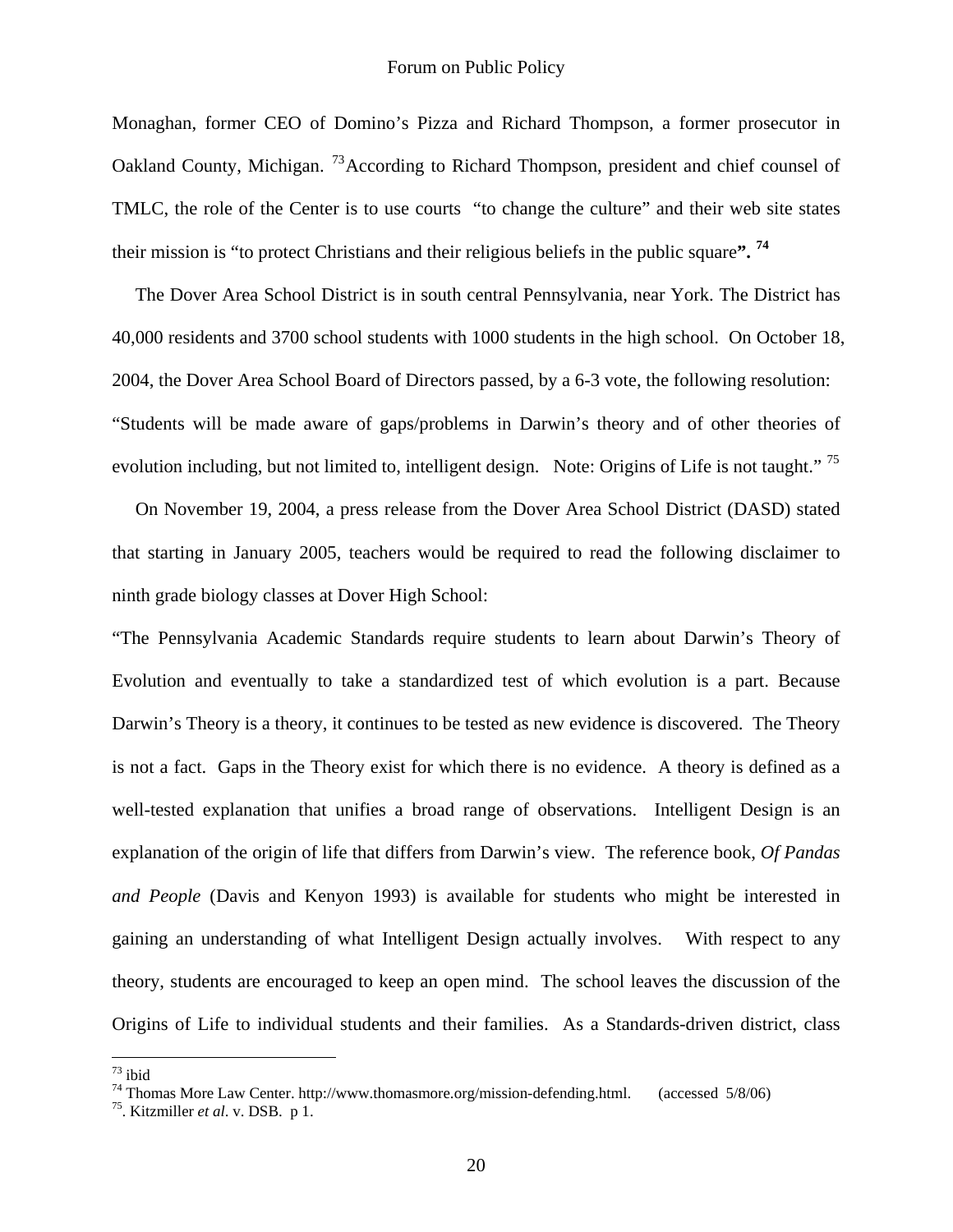Monaghan, former CEO of Domino's Pizza and Richard Thompson, a former prosecutor in Oakland County, Michigan. [73]According to Richard Thompson, president and chief counsel of TMLC, the role of the Center is to use courts "to change the culture" and their web site states their mission is "to protect Christians and their religious beliefs in the public square**".** [74]

The Dover Area School District is in south central Pennsylvania, near York. The District has 40,000 residents and 3700 school students with 1000 students in the high school. On October 18, 2004, the Dover Area School Board of Directors passed, by a 6-3 vote, the following resolution: "Students will be made aware of gaps/problems in Darwin's theory and of other theories of evolution including, but not limited to, intelligent design. Note: Origins of Life is not taught." [75]

On November 19, 2004, a press release from the Dover Area School District (DASD) stated that starting in January 2005, teachers would be required to read the following disclaimer to ninth grade biology classes at Dover High School:

"The Pennsylvania Academic Standards require students to learn about Darwin's Theory of Evolution and eventually to take a standardized test of which evolution is a part. Because Darwin's Theory is a theory, it continues to be tested as new evidence is discovered. The Theory is not a fact. Gaps in the Theory exist for which there is no evidence. A theory is defined as a well-tested explanation that unifies a broad range of observations. Intelligent Design is an explanation of the origin of life that differs from Darwin's view. The reference book, *Of Pandas and People* (Davis and Kenyon 1993) is available for students who might be interested in gaining an understanding of what Intelligent Design actually involves. With respect to any theory, students are encouraged to keep an open mind. The school leaves the discussion of the Origins of Life to individual students and their families. As a Standards-driven district, class

---

[73] ibid

[74] Thomas More Law Center. http://www.thomasmore.org/mission-defending.html. (accessed 5/8/06)

[75]. Kitzmiller *et al*. v. DSB. p 1.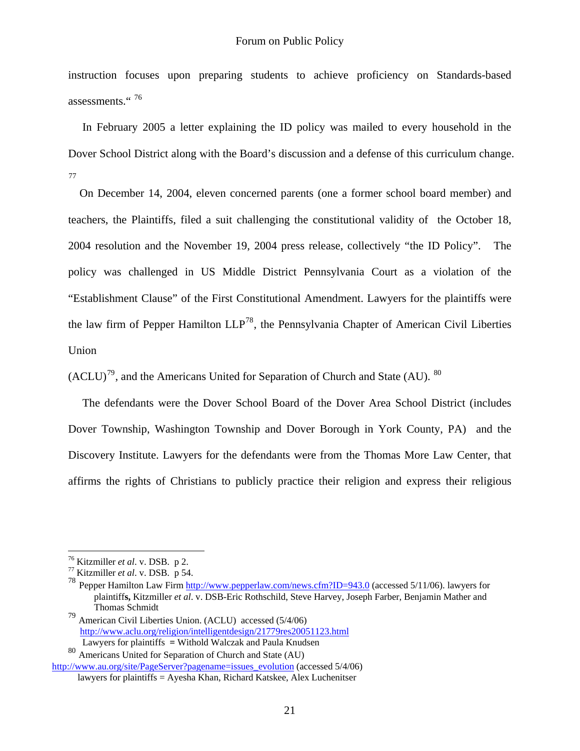instruction focuses upon preparing students to achieve proficiency on Standards-based assessments.“ [76]

In February 2005 a letter explaining the ID policy was mailed to every household in the Dover School District along with the Board’s discussion and a defense of this curriculum change. [77]

On December 14, 2004, eleven concerned parents (one a former school board member) and teachers, the Plaintiffs, filed a suit challenging the constitutional validity of the October 18, 2004 resolution and the November 19, 2004 press release, collectively “the ID Policy”. The policy was challenged in US Middle District Pennsylvania Court as a violation of the “Establishment Clause” of the First Constitutional Amendment. Lawyers for the plaintiffs were the law firm of Pepper Hamilton LLP[78], the Pennsylvania Chapter of American Civil Liberties Union

(ACLU)[79], and the Americans United for Separation of Church and State (AU). [80]

The defendants were the Dover School Board of the Dover Area School District (includes Dover Township, Washington Township and Dover Borough in York County, PA) and the Discovery Institute. Lawyers for the defendants were from the Thomas More Law Center, that affirms the rights of Christians to publicly practice their religion and express their religious

---

[76] Kitzmiller *et al*. v. DSB. p 2.

[77] Kitzmiller *et al*. v. DSB. p 54.

[78] Pepper Hamilton Law Firm http://www.pepperlaw.com/news.cfm?ID=943.0 (accessed 5/11/06). lawyers for plaintiff**s,** Kitzmiller *et al*. v. DSB-Eric Rothschild, Steve Harvey, Joseph Farber, Benjamin Mather and Thomas Schmidt

[79] American Civil Liberties Union. (ACLU) accessed (5/4/06) http://www.aclu.org/religion/intelligentdesign/21779res20051123.html Lawyers for plaintiffs = Withold Walczak and Paula Knudsen

[80] Americans United for Separation of Church and State (AU) http://www.au.org/site/PageServer?pagename=issues_evolution (accessed 5/4/06) lawyers for plaintiffs = Ayesha Khan, Richard Katskee, Alex Luchenitser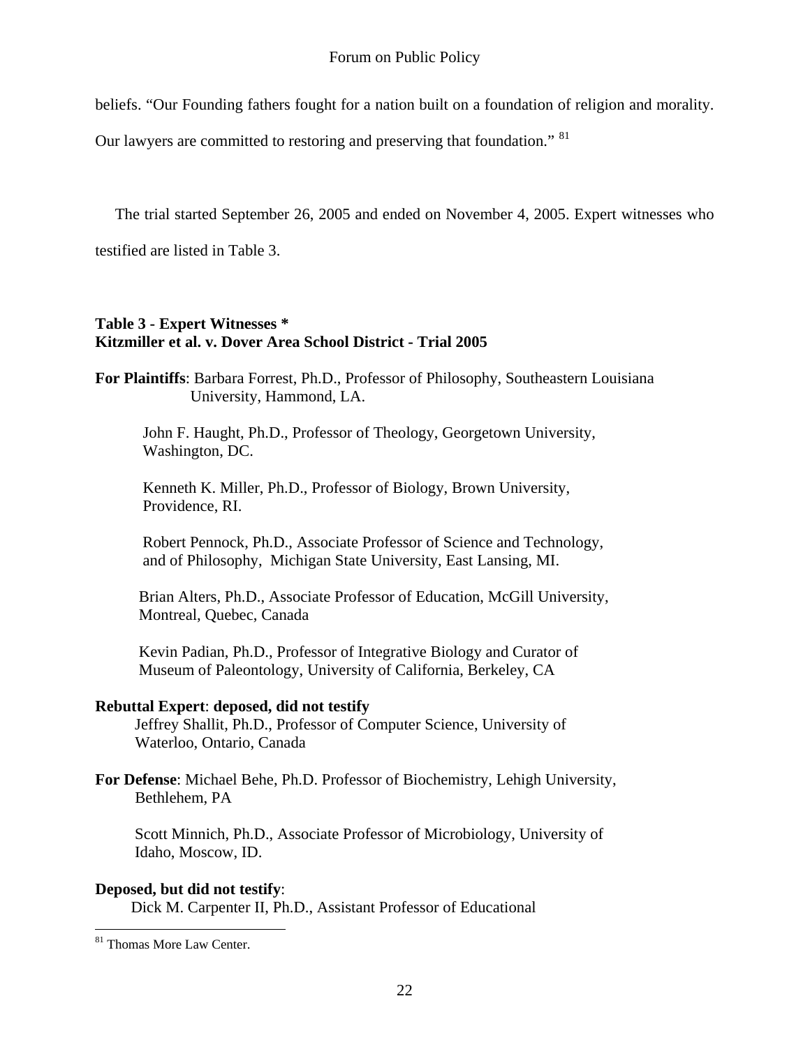beliefs. "Our Founding fathers fought for a nation built on a foundation of religion and morality. Our lawyers are committed to restoring and preserving that foundation." [81]

The trial started September 26, 2005 and ended on November 4, 2005. Expert witnesses who testified are listed in Table 3.

**Table 3 - Expert Witnesses ***
**Kitzmiller et al. v. Dover Area School District - Trial 2005**

**For Plaintiffs**: Barbara Forrest, Ph.D., Professor of Philosophy, Southeastern Louisiana University, Hammond, LA.

John F. Haught, Ph.D., Professor of Theology, Georgetown University, Washington, DC.

Kenneth K. Miller, Ph.D., Professor of Biology, Brown University, Providence, RI.

Robert Pennock, Ph.D., Associate Professor of Science and Technology, and of Philosophy, Michigan State University, East Lansing, MI.

Brian Alters, Ph.D., Associate Professor of Education, McGill University, Montreal, Quebec, Canada

Kevin Padian, Ph.D., Professor of Integrative Biology and Curator of Museum of Paleontology, University of California, Berkeley, CA

**Rebuttal Expert**: **deposed, did not testify**

Jeffrey Shallit, Ph.D., Professor of Computer Science, University of Waterloo, Ontario, Canada

**For Defense**: Michael Behe, Ph.D. Professor of Biochemistry, Lehigh University, Bethlehem, PA

Scott Minnich, Ph.D., Associate Professor of Microbiology, University of Idaho, Moscow, ID.

**Deposed, but did not testify**:

Dick M. Carpenter II, Ph.D., Assistant Professor of Educational

[81] Thomas More Law Center.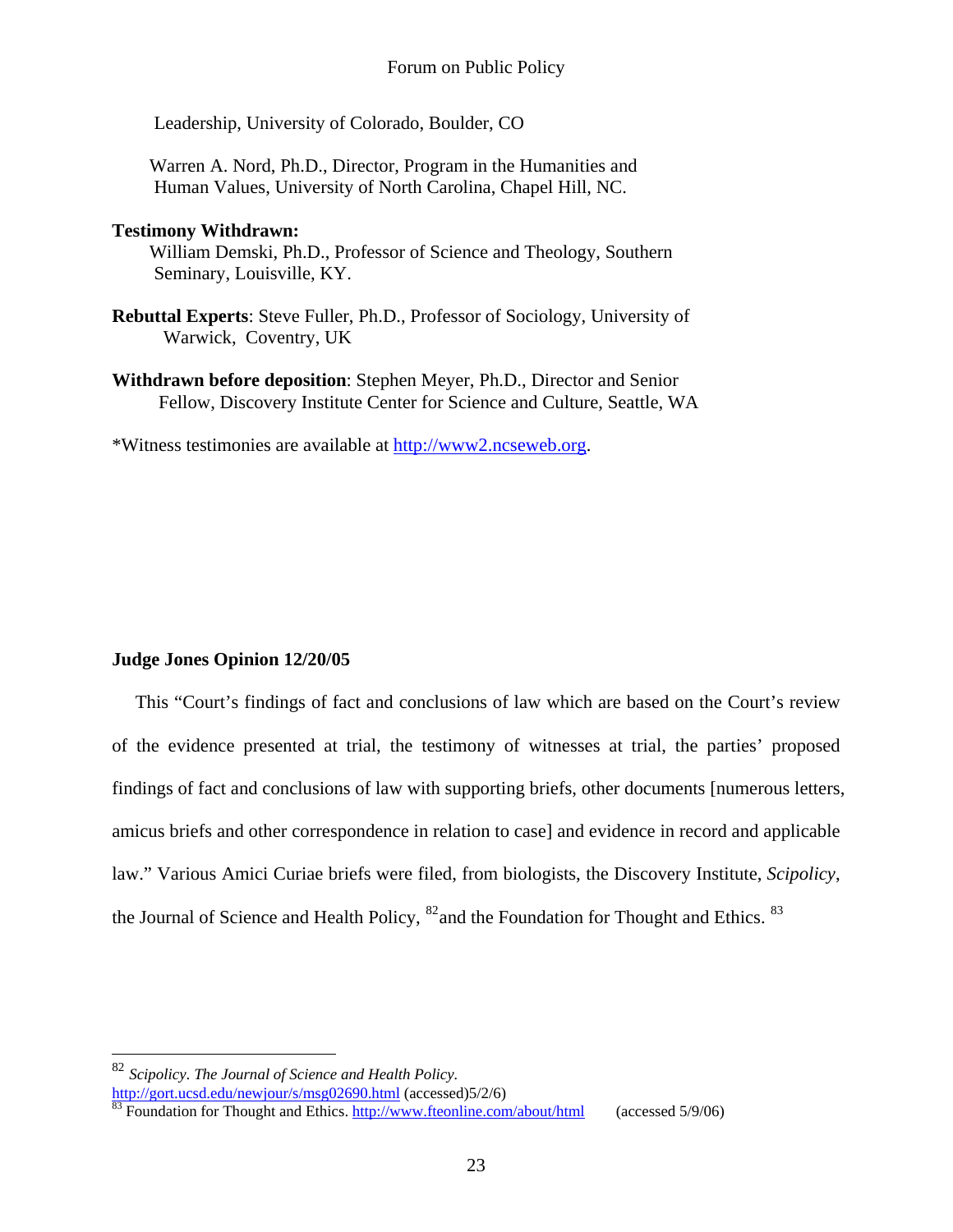Leadership, University of Colorado, Boulder, CO

Warren A. Nord, Ph.D., Director, Program in the Humanities and Human Values, University of North Carolina, Chapel Hill, NC.

**Testimony Withdrawn:**
William Demski, Ph.D., Professor of Science and Theology, Southern Seminary, Louisville, KY.

**Rebuttal Experts**: Steve Fuller, Ph.D., Professor of Sociology, University of Warwick, Coventry, UK

**Withdrawn before deposition**: Stephen Meyer, Ph.D., Director and Senior Fellow, Discovery Institute Center for Science and Culture, Seattle, WA

*Witness testimonies are available at http://www2.ncseweb.org.

**Judge Jones Opinion 12/20/05**

This "Court's findings of fact and conclusions of law which are based on the Court's review of the evidence presented at trial, the testimony of witnesses at trial, the parties' proposed findings of fact and conclusions of law with supporting briefs, other documents [numerous letters, amicus briefs and other correspondence in relation to case] and evidence in record and applicable law." Various Amici Curiae briefs were filed, from biologists, the Discovery Institute, *Scipolicy*, the Journal of Science and Health Policy, [82] and the Foundation for Thought and Ethics. [83]

---

[82] *Scipolicy. The Journal of Science and Health Policy.* http://gort.ucsd.edu/newjour/s/msg02690.html (accessed)5/2/6)

[83] Foundation for Thought and Ethics. http://www.fteonline.com/about/html (accessed 5/9/06)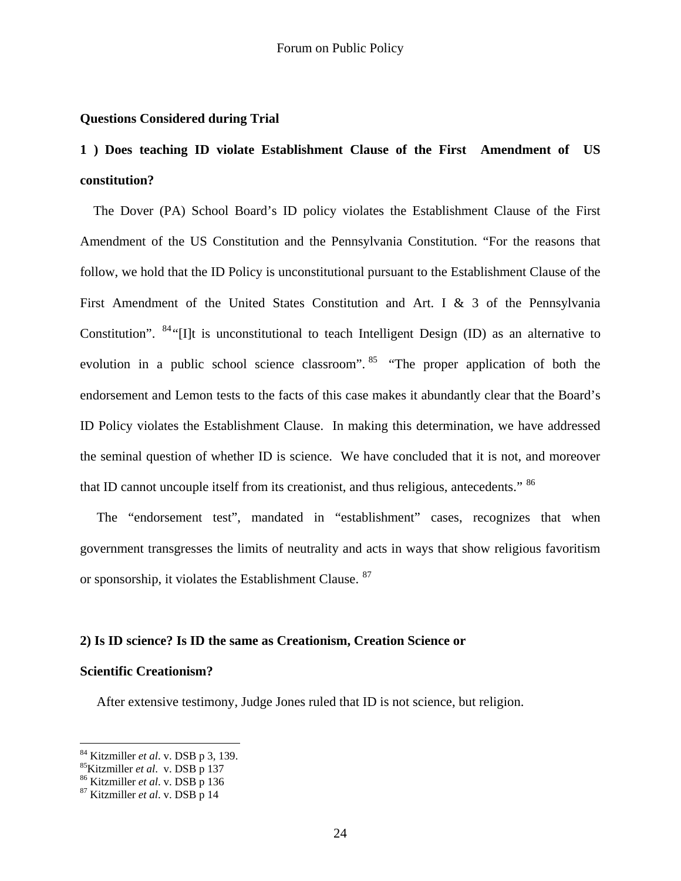**Questions Considered during Trial**

**1 ) Does teaching ID violate Establishment Clause of the First Amendment of US constitution?**

The Dover (PA) School Board's ID policy violates the Establishment Clause of the First Amendment of the US Constitution and the Pennsylvania Constitution. "For the reasons that follow, we hold that the ID Policy is unconstitutional pursuant to the Establishment Clause of the First Amendment of the United States Constitution and Art. I & 3 of the Pennsylvania Constitution".[84] "[I]t is unconstitutional to teach Intelligent Design (ID) as an alternative to evolution in a public school science classroom".[85] "The proper application of both the endorsement and Lemon tests to the facts of this case makes it abundantly clear that the Board's ID Policy violates the Establishment Clause. In making this determination, we have addressed the seminal question of whether ID is science. We have concluded that it is not, and moreover that ID cannot uncouple itself from its creationist, and thus religious, antecedents."[86]

The "endorsement test", mandated in "establishment" cases, recognizes that when government transgresses the limits of neutrality and acts in ways that show religious favoritism or sponsorship, it violates the Establishment Clause.[87]

**2) Is ID science? Is ID the same as Creationism, Creation Science or Scientific Creationism?**

After extensive testimony, Judge Jones ruled that ID is not science, but religion.

---

[84] Kitzmiller *et al*. v. DSB p 3, 139.
[85] Kitzmiller *et al*. v. DSB p 137
[86] Kitzmiller *et al*. v. DSB p 136
[87] Kitzmiller *et al*. v. DSB p 14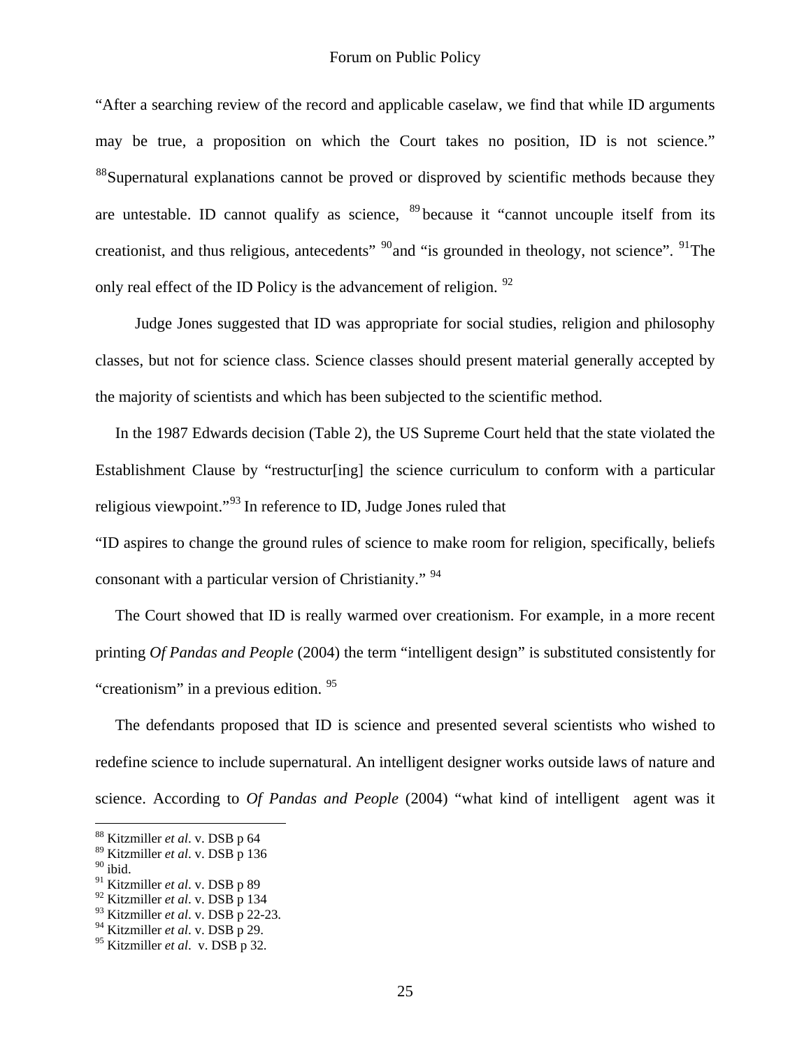"After a searching review of the record and applicable caselaw, we find that while ID arguments may be true, a proposition on which the Court takes no position, ID is not science." [88]Supernatural explanations cannot be proved or disproved by scientific methods because they are untestable. ID cannot qualify as science, [89] because it "cannot uncouple itself from its creationist, and thus religious, antecedents" [90]and "is grounded in theology, not science". [91]The only real effect of the ID Policy is the advancement of religion. [92]

Judge Jones suggested that ID was appropriate for social studies, religion and philosophy classes, but not for science class. Science classes should present material generally accepted by the majority of scientists and which has been subjected to the scientific method.

In the 1987 Edwards decision (Table 2), the US Supreme Court held that the state violated the Establishment Clause by "restructur[ing] the science curriculum to conform with a particular religious viewpoint."[93] In reference to ID, Judge Jones ruled that

"ID aspires to change the ground rules of science to make room for religion, specifically, beliefs consonant with a particular version of Christianity." [94]

The Court showed that ID is really warmed over creationism. For example, in a more recent printing *Of Pandas and People* (2004) the term "intelligent design" is substituted consistently for "creationism" in a previous edition. [95]

The defendants proposed that ID is science and presented several scientists who wished to redefine science to include supernatural. An intelligent designer works outside laws of nature and science. According to *Of Pandas and People* (2004) "what kind of intelligent agent was it

---

[88] Kitzmiller *et al.* v. DSB p 64
[89] Kitzmiller *et al.* v. DSB p 136
[90] ibid.
[91] Kitzmiller *et al.* v. DSB p 89
[92] Kitzmiller *et al.* v. DSB p 134
[93] Kitzmiller *et al.* v. DSB p 22-23.
[94] Kitzmiller *et al.* v. DSB p 29.
[95] Kitzmiller *et al.* v. DSB p 32.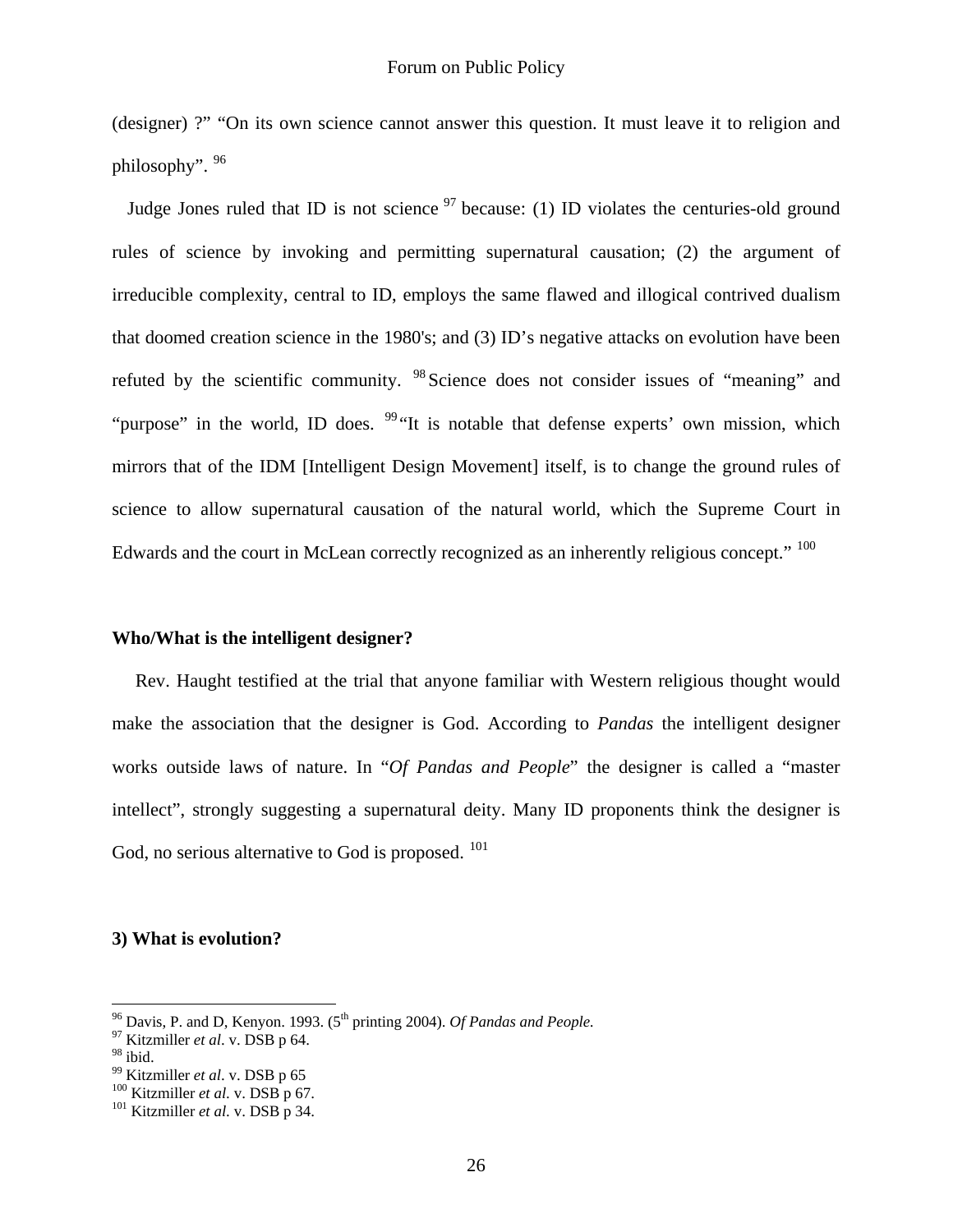(designer) ?" "On its own science cannot answer this question. It must leave it to religion and philosophy". [96]

Judge Jones ruled that ID is not science [97] because: (1) ID violates the centuries-old ground rules of science by invoking and permitting supernatural causation; (2) the argument of irreducible complexity, central to ID, employs the same flawed and illogical contrived dualism that doomed creation science in the 1980's; and (3) ID's negative attacks on evolution have been refuted by the scientific community. [98] Science does not consider issues of "meaning" and "purpose" in the world, ID does. [99] "It is notable that defense experts' own mission, which mirrors that of the IDM [Intelligent Design Movement] itself, is to change the ground rules of science to allow supernatural causation of the natural world, which the Supreme Court in Edwards and the court in McLean correctly recognized as an inherently religious concept." [100]

**Who/What is the intelligent designer?**

Rev. Haught testified at the trial that anyone familiar with Western religious thought would make the association that the designer is God. According to *Pandas* the intelligent designer works outside laws of nature. In "*Of Pandas and People*" the designer is called a "master intellect", strongly suggesting a supernatural deity. Many ID proponents think the designer is God, no serious alternative to God is proposed. [101]

**3) What is evolution?**

---

[96] Davis, P. and D, Kenyon. 1993. (5th printing 2004). *Of Pandas and People.*

[97] Kitzmiller *et al.* v. DSB p 64.

[98] ibid.

[99] Kitzmiller *et al.* v. DSB p 65

[100] Kitzmiller *et al.* v. DSB p 67.

[101] Kitzmiller *et al.* v. DSB p 34.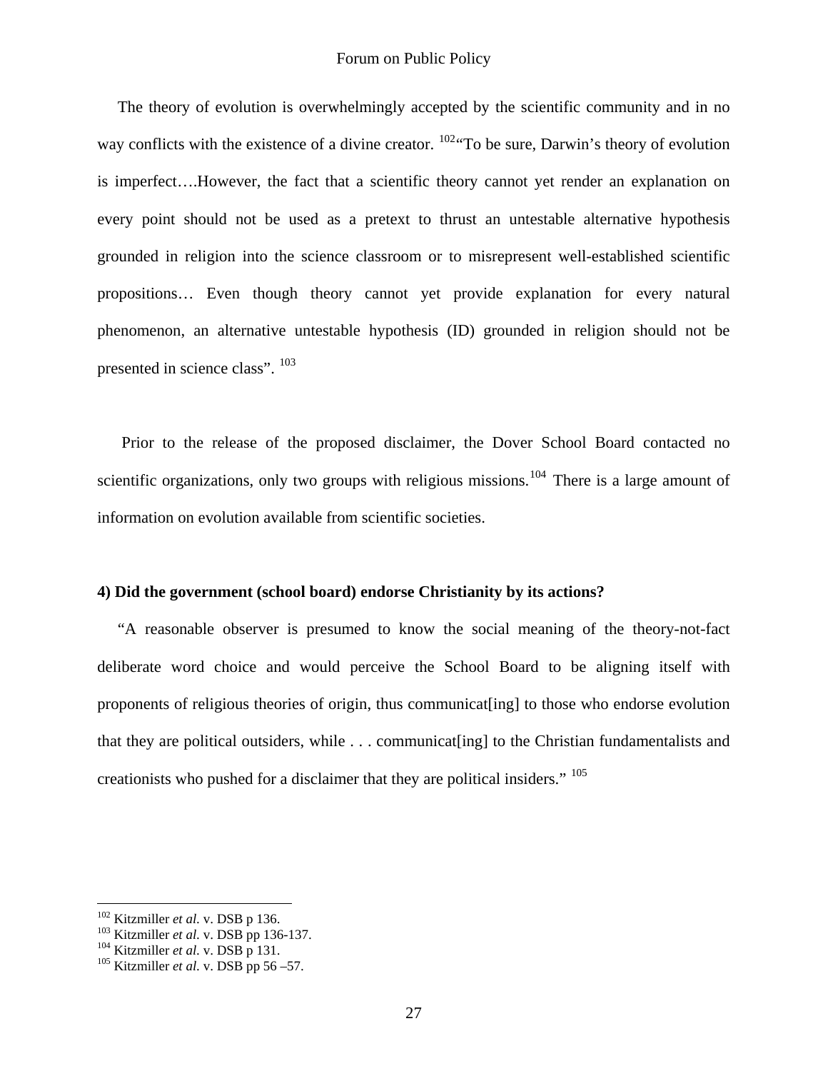The theory of evolution is overwhelmingly accepted by the scientific community and in no way conflicts with the existence of a divine creator. [102]"To be sure, Darwin's theory of evolution is imperfect….However, the fact that a scientific theory cannot yet render an explanation on every point should not be used as a pretext to thrust an untestable alternative hypothesis grounded in religion into the science classroom or to misrepresent well-established scientific propositions… Even though theory cannot yet provide explanation for every natural phenomenon, an alternative untestable hypothesis (ID) grounded in religion should not be presented in science class". [103]

Prior to the release of the proposed disclaimer, the Dover School Board contacted no scientific organizations, only two groups with religious missions.[104] There is a large amount of information on evolution available from scientific societies.

**4) Did the government (school board) endorse Christianity by its actions?**

"A reasonable observer is presumed to know the social meaning of the theory-not-fact deliberate word choice and would perceive the School Board to be aligning itself with proponents of religious theories of origin, thus communicat[ing] to those who endorse evolution that they are political outsiders, while . . . communicat[ing] to the Christian fundamentalists and creationists who pushed for a disclaimer that they are political insiders." [105]

---

[102] Kitzmiller *et al.* v. DSB p 136.
[103] Kitzmiller *et al.* v. DSB pp 136-137.
[104] Kitzmiller *et al.* v. DSB p 131.
[105] Kitzmiller *et al.* v. DSB pp 56 –57.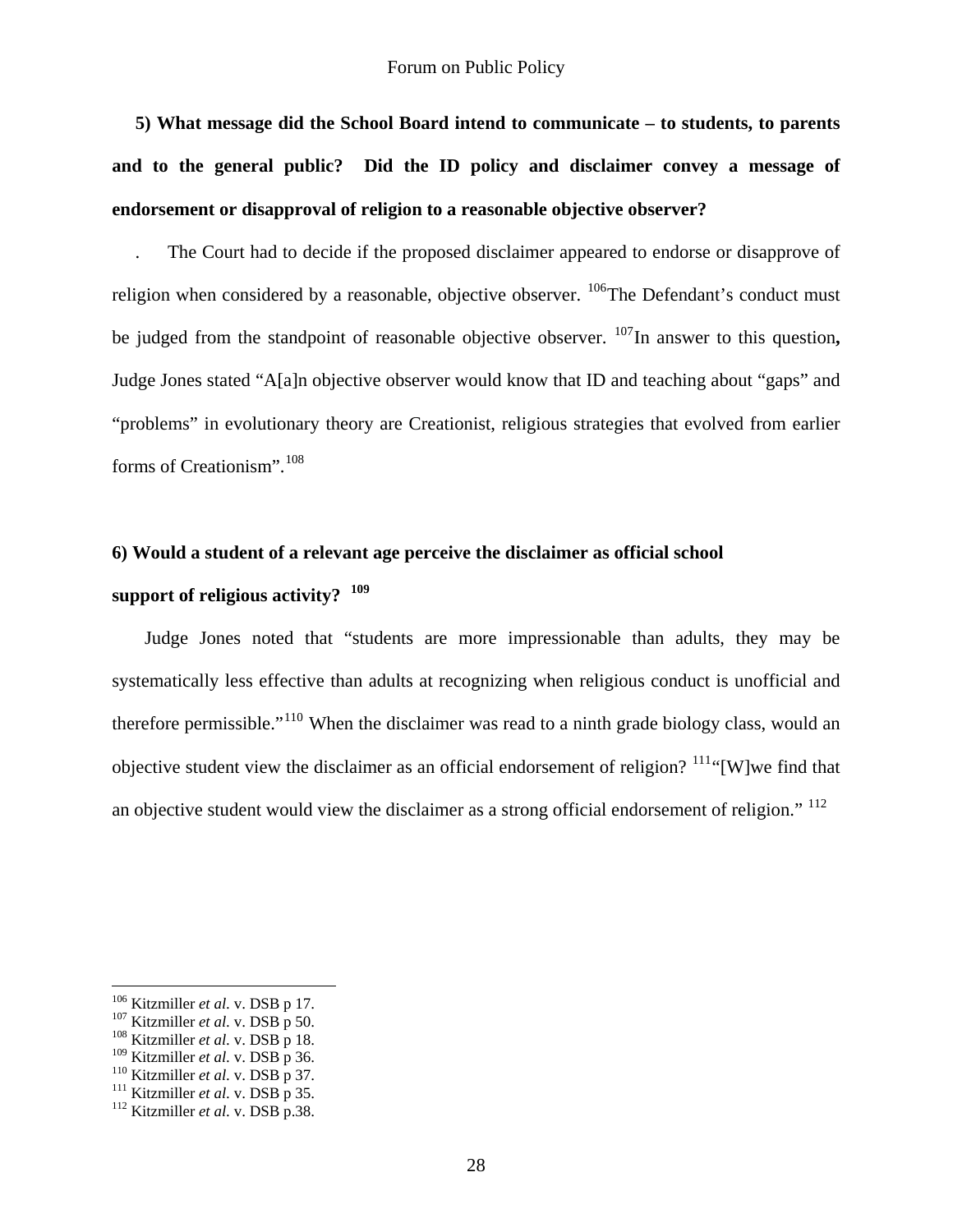**5) What message did the School Board intend to communicate – to students, to parents and to the general public? Did the ID policy and disclaimer convey a message of endorsement or disapproval of religion to a reasonable objective observer?**

. The Court had to decide if the proposed disclaimer appeared to endorse or disapprove of religion when considered by a reasonable, objective observer. [106]The Defendant's conduct must be judged from the standpoint of reasonable objective observer. [107]In answer to this question**,** Judge Jones stated "A[a]n objective observer would know that ID and teaching about "gaps" and "problems" in evolutionary theory are Creationist, religious strategies that evolved from earlier forms of Creationism".[108]

**6) Would a student of a relevant age perceive the disclaimer as official school support of religious activity? [109]**

Judge Jones noted that "students are more impressionable than adults, they may be systematically less effective than adults at recognizing when religious conduct is unofficial and therefore permissible."[110] When the disclaimer was read to a ninth grade biology class, would an objective student view the disclaimer as an official endorsement of religion? [111]"[W]we find that an objective student would view the disclaimer as a strong official endorsement of religion." [112]

---

[106] Kitzmiller *et al.* v. DSB p 17.
[107] Kitzmiller *et al.* v. DSB p 50.
[108] Kitzmiller *et al.* v. DSB p 18.
[109] Kitzmiller *et al.* v. DSB p 36.
[110] Kitzmiller *et al.* v. DSB p 37.
[111] Kitzmiller *et al.* v. DSB p 35.
[112] Kitzmiller *et al.* v. DSB p.38.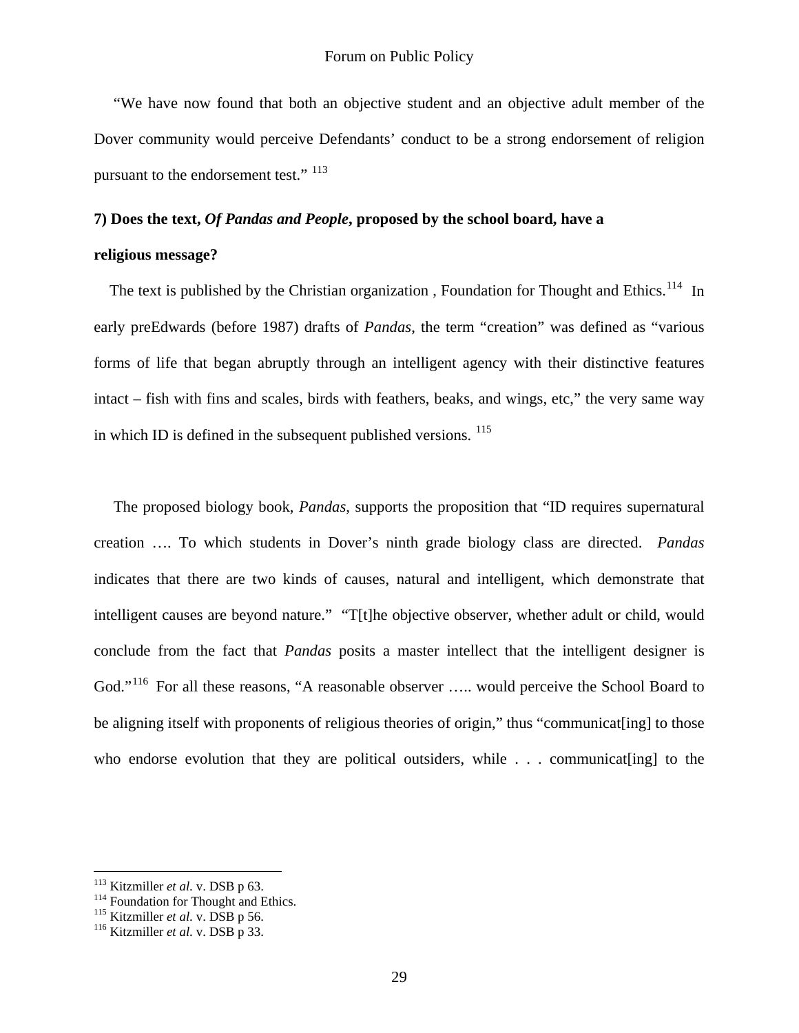"We have now found that both an objective student and an objective adult member of the Dover community would perceive Defendants' conduct to be a strong endorsement of religion pursuant to the endorsement test." [113]

**7) Does the text, *Of Pandas and People*, proposed by the school board, have a religious message?**

The text is published by the Christian organization , Foundation for Thought and Ethics.[114] In early preEdwards (before 1987) drafts of *Pandas*, the term "creation" was defined as "various forms of life that began abruptly through an intelligent agency with their distinctive features intact – fish with fins and scales, birds with feathers, beaks, and wings, etc," the very same way in which ID is defined in the subsequent published versions. [115]

The proposed biology book, *Pandas*, supports the proposition that "ID requires supernatural creation …. To which students in Dover's ninth grade biology class are directed. *Pandas* indicates that there are two kinds of causes, natural and intelligent, which demonstrate that intelligent causes are beyond nature." "T[t]he objective observer, whether adult or child, would conclude from the fact that *Pandas* posits a master intellect that the intelligent designer is God."[116] For all these reasons, "A reasonable observer ….. would perceive the School Board to be aligning itself with proponents of religious theories of origin," thus "communicat[ing] to those who endorse evolution that they are political outsiders, while . . . communicat[ing] to the

---

[113] Kitzmiller *et al.* v. DSB p 63.
[114] Foundation for Thought and Ethics.
[115] Kitzmiller *et al.* v. DSB p 56.
[116] Kitzmiller *et al.* v. DSB p 33.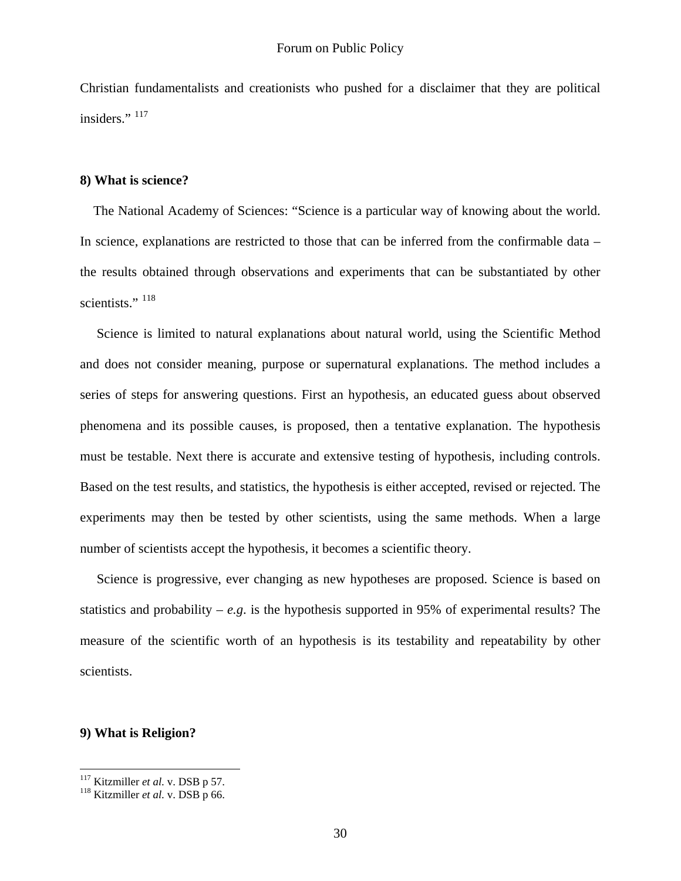Christian fundamentalists and creationists who pushed for a disclaimer that they are political insiders." [117]

**8) What is science?**

The National Academy of Sciences: "Science is a particular way of knowing about the world. In science, explanations are restricted to those that can be inferred from the confirmable data – the results obtained through observations and experiments that can be substantiated by other scientists." [118]

Science is limited to natural explanations about natural world, using the Scientific Method and does not consider meaning, purpose or supernatural explanations. The method includes a series of steps for answering questions. First an hypothesis, an educated guess about observed phenomena and its possible causes, is proposed, then a tentative explanation. The hypothesis must be testable. Next there is accurate and extensive testing of hypothesis, including controls. Based on the test results, and statistics, the hypothesis is either accepted, revised or rejected. The experiments may then be tested by other scientists, using the same methods. When a large number of scientists accept the hypothesis, it becomes a scientific theory.

Science is progressive, ever changing as new hypotheses are proposed. Science is based on statistics and probability – *e.g.* is the hypothesis supported in 95% of experimental results? The measure of the scientific worth of an hypothesis is its testability and repeatability by other scientists.

**9) What is Religion?**

---

[117] Kitzmiller *et al.* v. DSB p 57.
[118] Kitzmiller *et al.* v. DSB p 66.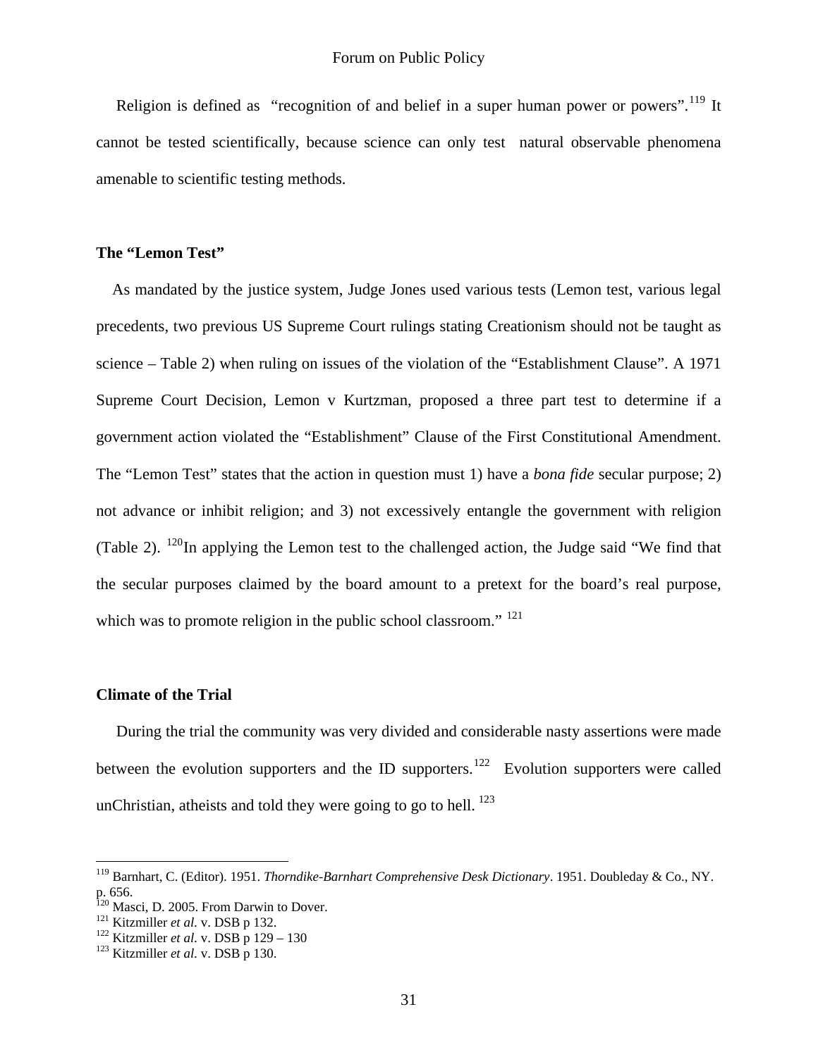Religion is defined as "recognition of and belief in a super human power or powers".[119] It cannot be tested scientifically, because science can only test natural observable phenomena amenable to scientific testing methods.

**The "Lemon Test"**

As mandated by the justice system, Judge Jones used various tests (Lemon test, various legal precedents, two previous US Supreme Court rulings stating Creationism should not be taught as science – Table 2) when ruling on issues of the violation of the "Establishment Clause". A 1971 Supreme Court Decision, Lemon v Kurtzman, proposed a three part test to determine if a government action violated the "Establishment" Clause of the First Constitutional Amendment. The "Lemon Test" states that the action in question must 1) have a *bona fide* secular purpose; 2) not advance or inhibit religion; and 3) not excessively entangle the government with religion (Table 2). [120]In applying the Lemon test to the challenged action, the Judge said "We find that the secular purposes claimed by the board amount to a pretext for the board's real purpose, which was to promote religion in the public school classroom." [121]

**Climate of the Trial**

During the trial the community was very divided and considerable nasty assertions were made between the evolution supporters and the ID supporters.[122] Evolution supporters were called unChristian, atheists and told they were going to go to hell. [123]

---

[119] Barnhart, C. (Editor). 1951. *Thorndike-Barnhart Comprehensive Desk Dictionary*. 1951. Doubleday & Co., NY. p. 656.
[120] Masci, D. 2005. From Darwin to Dover.
[121] Kitzmiller *et al.* v. DSB p 132.
[122] Kitzmiller *et al.* v. DSB p 129 – 130
[123] Kitzmiller *et al.* v. DSB p 130.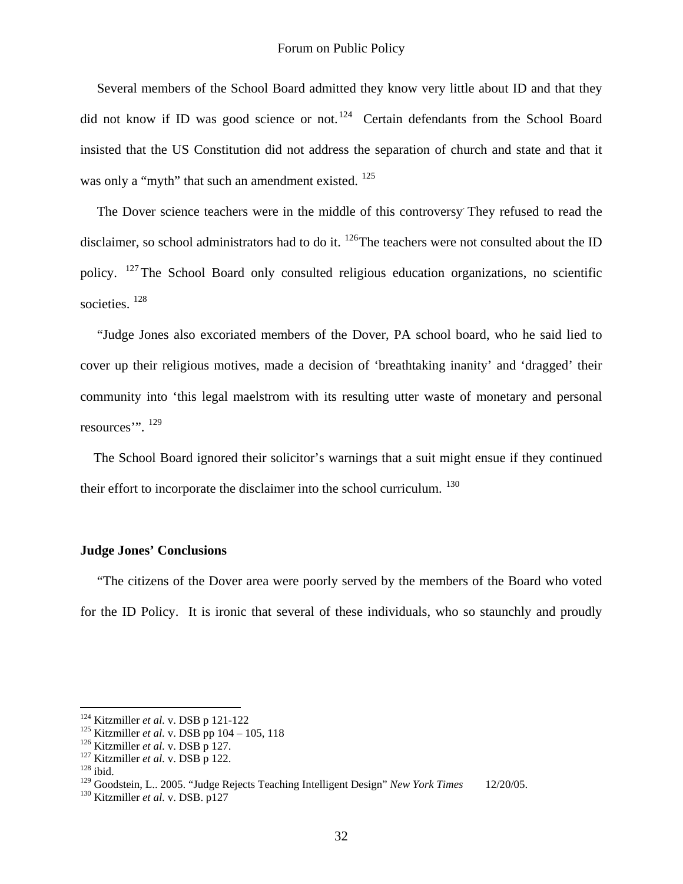Several members of the School Board admitted they know very little about ID and that they did not know if ID was good science or not.[124] Certain defendants from the School Board insisted that the US Constitution did not address the separation of church and state and that it was only a "myth" that such an amendment existed.[125]

The Dover science teachers were in the middle of this controversy. They refused to read the disclaimer, so school administrators had to do it.[126] The teachers were not consulted about the ID policy.[127] The School Board only consulted religious education organizations, no scientific societies.[128]

"Judge Jones also excoriated members of the Dover, PA school board, who he said lied to cover up their religious motives, made a decision of 'breathtaking inanity' and 'dragged' their community into 'this legal maelstrom with its resulting utter waste of monetary and personal resources'".[129]

The School Board ignored their solicitor's warnings that a suit might ensue if they continued their effort to incorporate the disclaimer into the school curriculum.[130]

**Judge Jones' Conclusions**

"The citizens of the Dover area were poorly served by the members of the Board who voted for the ID Policy. It is ironic that several of these individuals, who so staunchly and proudly

---

[124] Kitzmiller *et al.* v. DSB p 121-122
[125] Kitzmiller *et al.* v. DSB pp 104 – 105, 118
[126] Kitzmiller *et al.* v. DSB p 127.
[127] Kitzmiller *et al.* v. DSB p 122.
[128] ibid.
[129] Goodstein, L.. 2005. "Judge Rejects Teaching Intelligent Design" *New York Times* 12/20/05.
[130] Kitzmiller *et al.* v. DSB. p127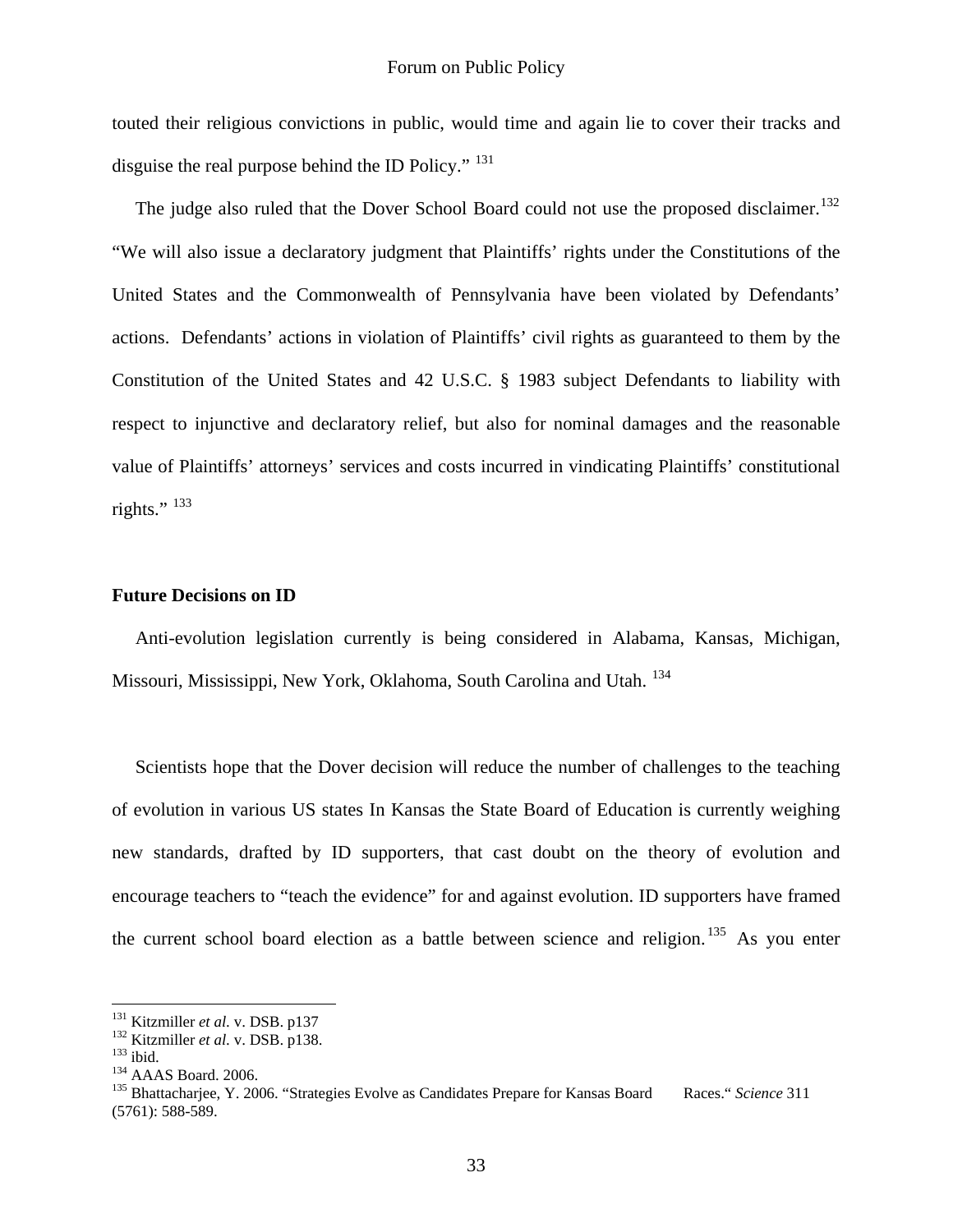touted their religious convictions in public, would time and again lie to cover their tracks and disguise the real purpose behind the ID Policy." [131]

The judge also ruled that the Dover School Board could not use the proposed disclaimer.[132] "We will also issue a declaratory judgment that Plaintiffs' rights under the Constitutions of the United States and the Commonwealth of Pennsylvania have been violated by Defendants' actions. Defendants' actions in violation of Plaintiffs' civil rights as guaranteed to them by the Constitution of the United States and 42 U.S.C. § 1983 subject Defendants to liability with respect to injunctive and declaratory relief, but also for nominal damages and the reasonable value of Plaintiffs' attorneys' services and costs incurred in vindicating Plaintiffs' constitutional rights." [133]

**Future Decisions on ID**

Anti-evolution legislation currently is being considered in Alabama, Kansas, Michigan, Missouri, Mississippi, New York, Oklahoma, South Carolina and Utah. [134]

Scientists hope that the Dover decision will reduce the number of challenges to the teaching of evolution in various US states In Kansas the State Board of Education is currently weighing new standards, drafted by ID supporters, that cast doubt on the theory of evolution and encourage teachers to "teach the evidence" for and against evolution. ID supporters have framed the current school board election as a battle between science and religion.[135] As you enter

---

[131] Kitzmiller *et al.* v. DSB. p137
[132] Kitzmiller *et al.* v. DSB. p138.
[133] ibid.
[134] AAAS Board. 2006.
[135] Bhattacharjee, Y. 2006. "Strategies Evolve as Candidates Prepare for Kansas Board Races." *Science* 311 (5761): 588-589.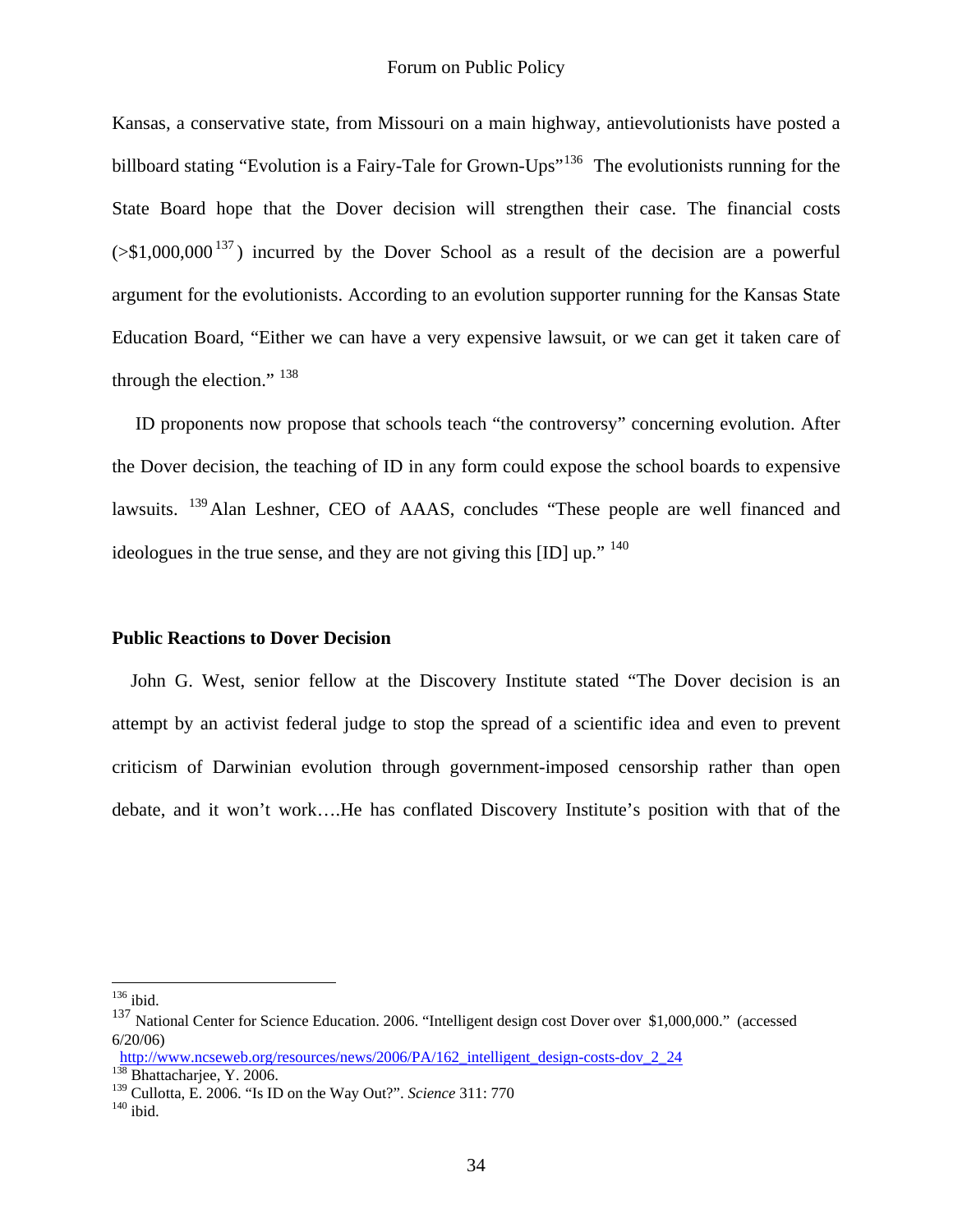Kansas, a conservative state, from Missouri on a main highway, antievolutionists have posted a billboard stating "Evolution is a Fairy-Tale for Grown-Ups"[136] The evolutionists running for the State Board hope that the Dover decision will strengthen their case. The financial costs (>$1,000,000[137]) incurred by the Dover School as a result of the decision are a powerful argument for the evolutionists. According to an evolution supporter running for the Kansas State Education Board, "Either we can have a very expensive lawsuit, or we can get it taken care of through the election." [138]

ID proponents now propose that schools teach "the controversy" concerning evolution. After the Dover decision, the teaching of ID in any form could expose the school boards to expensive lawsuits. [139] Alan Leshner, CEO of AAAS, concludes "These people are well financed and ideologues in the true sense, and they are not giving this [ID] up." [140]

**Public Reactions to Dover Decision**

John G. West, senior fellow at the Discovery Institute stated "The Dover decision is an attempt by an activist federal judge to stop the spread of a scientific idea and even to prevent criticism of Darwinian evolution through government-imposed censorship rather than open debate, and it won't work….He has conflated Discovery Institute's position with that of the

---

[136] ibid.

[137] National Center for Science Education. 2006. "Intelligent design cost Dover over $1,000,000." (accessed 6/20/06) http://www.ncseweb.org/resources/news/2006/PA/162_intelligent_design-costs-dov_2_24

[138] Bhattacharjee, Y. 2006.

[139] Cullotta, E. 2006. "Is ID on the Way Out?". *Science* 311: 770

[140] ibid.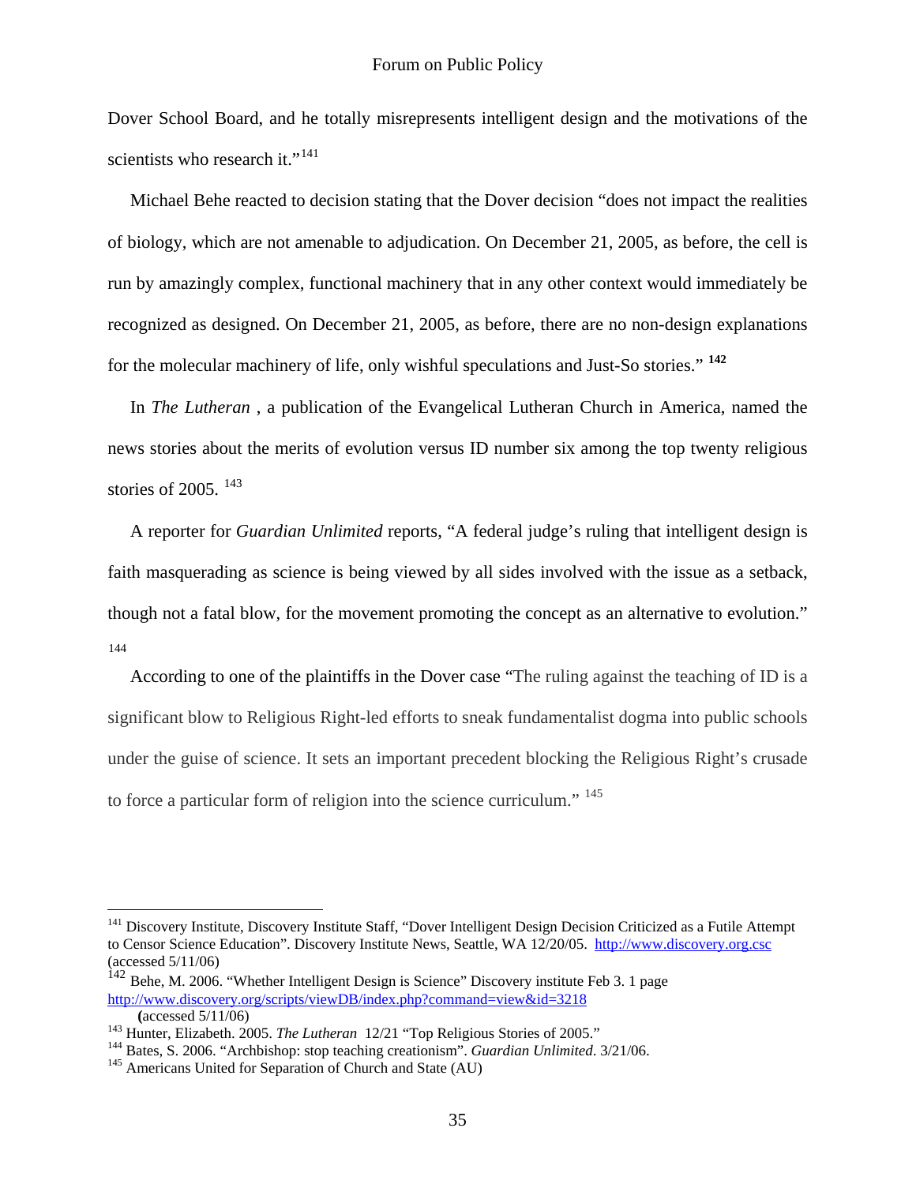Dover School Board, and he totally misrepresents intelligent design and the motivations of the scientists who research it."[141]

Michael Behe reacted to decision stating that the Dover decision "does not impact the realities of biology, which are not amenable to adjudication. On December 21, 2005, as before, the cell is run by amazingly complex, functional machinery that in any other context would immediately be recognized as designed. On December 21, 2005, as before, there are no non-design explanations for the molecular machinery of life, only wishful speculations and Just-So stories." **[142]**

In *The Lutheran* , a publication of the Evangelical Lutheran Church in America, named the news stories about the merits of evolution versus ID number six among the top twenty religious stories of 2005. [143]

A reporter for *Guardian Unlimited* reports, "A federal judge's ruling that intelligent design is faith masquerading as science is being viewed by all sides involved with the issue as a setback, though not a fatal blow, for the movement promoting the concept as an alternative to evolution." [144]

According to one of the plaintiffs in the Dover case "The ruling against the teaching of ID is a significant blow to Religious Right-led efforts to sneak fundamentalist dogma into public schools under the guise of science. It sets an important precedent blocking the Religious Right's crusade to force a particular form of religion into the science curriculum." [145]

---

[141] Discovery Institute, Discovery Institute Staff, "Dover Intelligent Design Decision Criticized as a Futile Attempt to Censor Science Education". Discovery Institute News, Seattle, WA 12/20/05. http://www.discovery.org.csc (accessed 5/11/06)

[142] Behe, M. 2006. "Whether Intelligent Design is Science" Discovery institute Feb 3. 1 page http://www.discovery.org/scripts/viewDB/index.php?command=view&id=3218 (accessed 5/11/06)

[143] Hunter, Elizabeth. 2005. *The Lutheran* 12/21 "Top Religious Stories of 2005."

[144] Bates, S. 2006. "Archbishop: stop teaching creationism". *Guardian Unlimited*. 3/21/06.

[145] Americans United for Separation of Church and State (AU)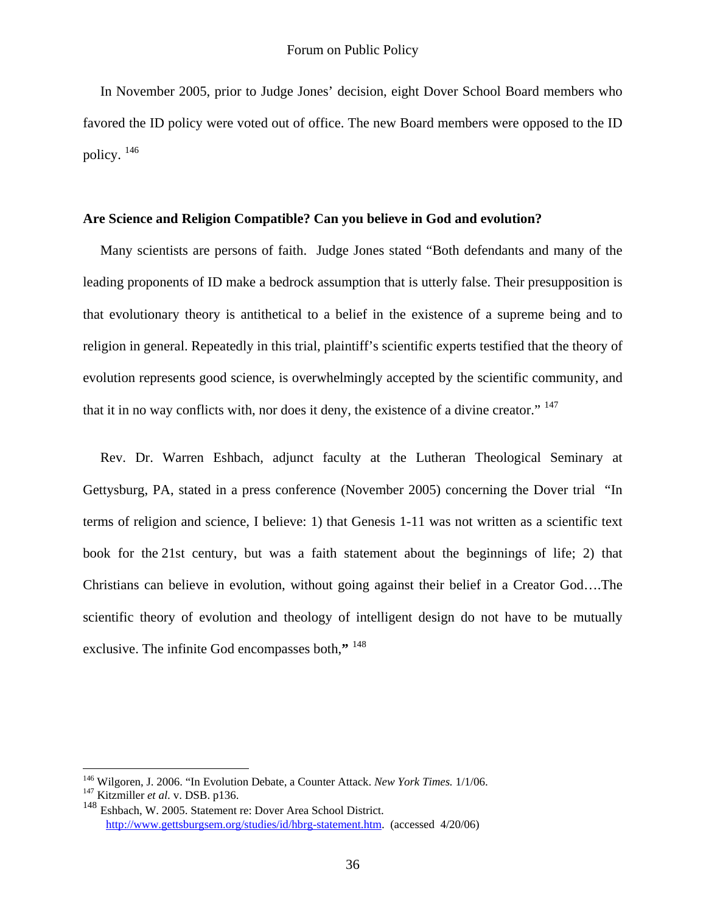In November 2005, prior to Judge Jones' decision, eight Dover School Board members who favored the ID policy were voted out of office. The new Board members were opposed to the ID policy. [146]

**Are Science and Religion Compatible? Can you believe in God and evolution?**

Many scientists are persons of faith. Judge Jones stated "Both defendants and many of the leading proponents of ID make a bedrock assumption that is utterly false. Their presupposition is that evolutionary theory is antithetical to a belief in the existence of a supreme being and to religion in general. Repeatedly in this trial, plaintiff's scientific experts testified that the theory of evolution represents good science, is overwhelmingly accepted by the scientific community, and that it in no way conflicts with, nor does it deny, the existence of a divine creator." [147]

Rev. Dr. Warren Eshbach, adjunct faculty at the Lutheran Theological Seminary at Gettysburg, PA, stated in a press conference (November 2005) concerning the Dover trial "In terms of religion and science, I believe: 1) that Genesis 1-11 was not written as a scientific text book for the 21st century, but was a faith statement about the beginnings of life; 2) that Christians can believe in evolution, without going against their belief in a Creator God….The scientific theory of evolution and theology of intelligent design do not have to be mutually exclusive. The infinite God encompasses both," [148]

---

[146] Wilgoren, J. 2006. "In Evolution Debate, a Counter Attack. *New York Times.* 1/1/06.

[147] Kitzmiller *et al.* v. DSB. p136.

[148] Eshbach, W. 2005. Statement re: Dover Area School District. http://www.gettsburgsem.org/studies/id/hbrg-statement.htm. (accessed 4/20/06)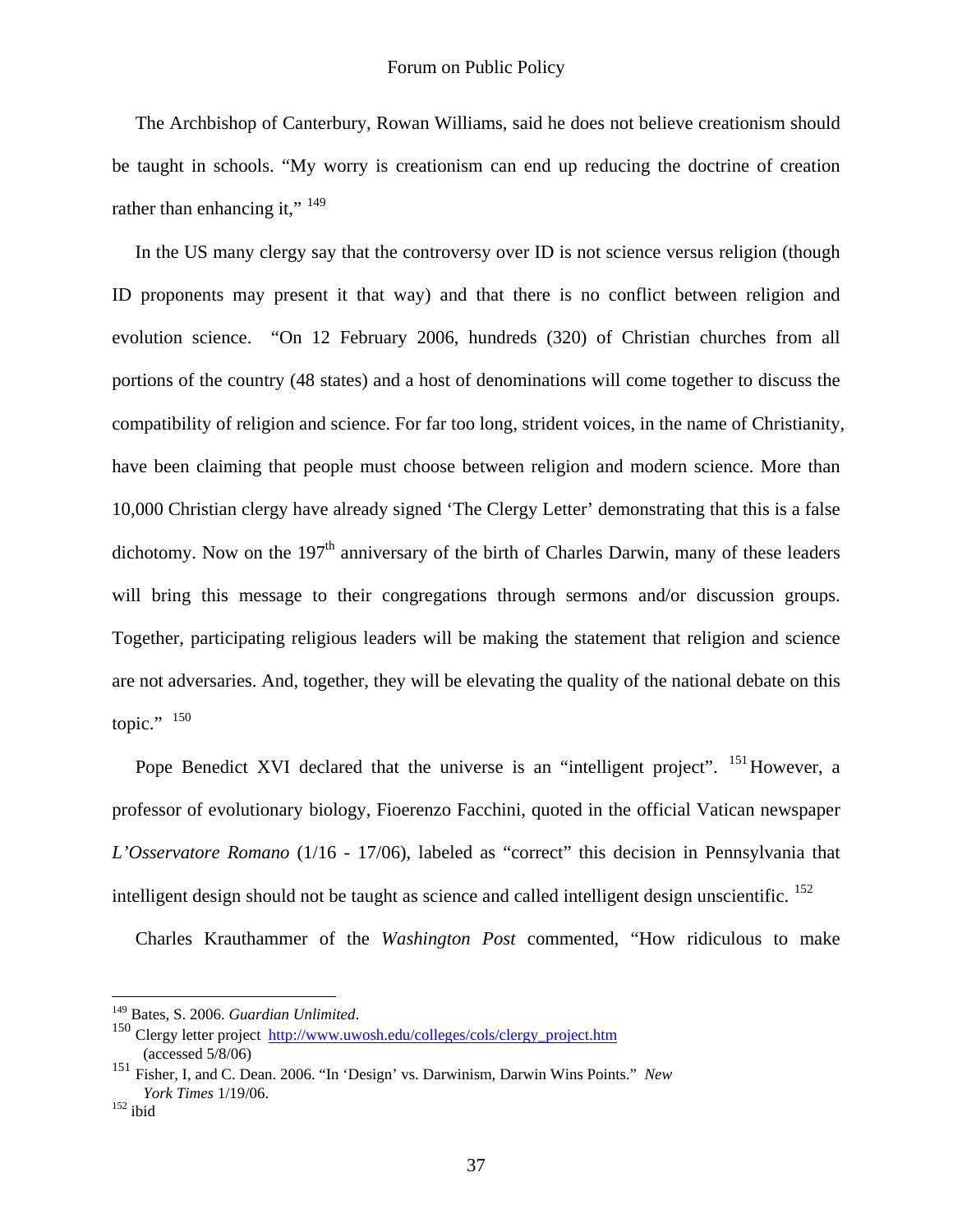The Archbishop of Canterbury, Rowan Williams, said he does not believe creationism should be taught in schools. "My worry is creationism can end up reducing the doctrine of creation rather than enhancing it," [149]

In the US many clergy say that the controversy over ID is not science versus religion (though ID proponents may present it that way) and that there is no conflict between religion and evolution science. "On 12 February 2006, hundreds (320) of Christian churches from all portions of the country (48 states) and a host of denominations will come together to discuss the compatibility of religion and science. For far too long, strident voices, in the name of Christianity, have been claiming that people must choose between religion and modern science. More than 10,000 Christian clergy have already signed 'The Clergy Letter' demonstrating that this is a false dichotomy. Now on the 197th anniversary of the birth of Charles Darwin, many of these leaders will bring this message to their congregations through sermons and/or discussion groups. Together, participating religious leaders will be making the statement that religion and science are not adversaries. And, together, they will be elevating the quality of the national debate on this topic." [150]

Pope Benedict XVI declared that the universe is an "intelligent project". [151] However, a professor of evolutionary biology, Fioerenzo Facchini, quoted in the official Vatican newspaper *L'Osservatore Romano* (1/16 - 17/06), labeled as "correct" this decision in Pennsylvania that intelligent design should not be taught as science and called intelligent design unscientific. [152]

Charles Krauthammer of the *Washington Post* commented, "How ridiculous to make

---

[149] Bates, S. 2006. *Guardian Unlimited*.

[150] Clergy letter project http://www.uwosh.edu/colleges/cols/clergy_project.htm (accessed 5/8/06)

[151] Fisher, I, and C. Dean. 2006. "In 'Design' vs. Darwinism, Darwin Wins Points." *New York Times* 1/19/06.

[152] ibid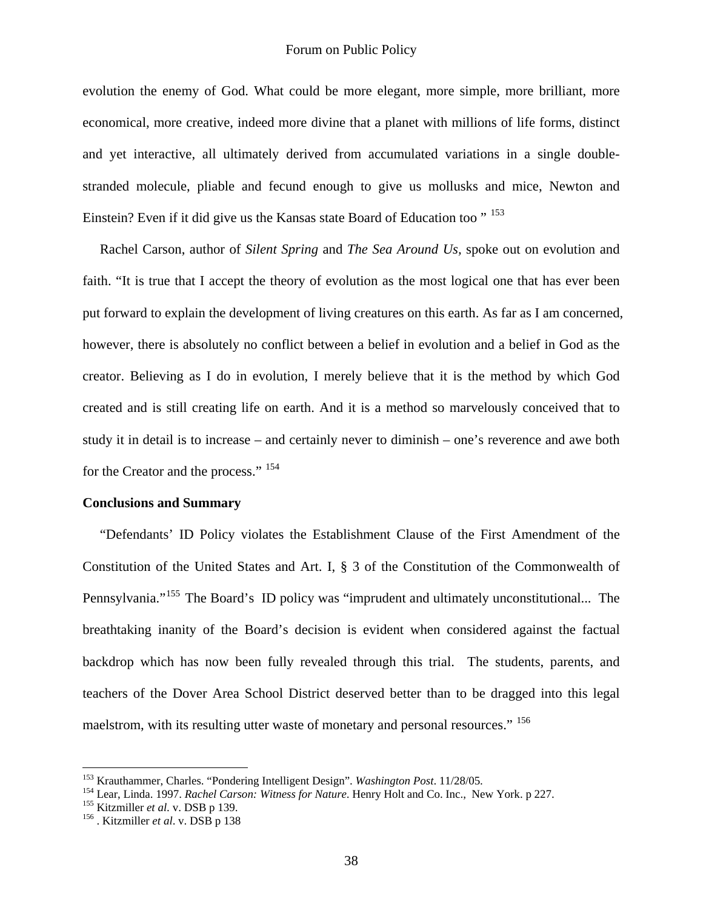evolution the enemy of God. What could be more elegant, more simple, more brilliant, more economical, more creative, indeed more divine that a planet with millions of life forms, distinct and yet interactive, all ultimately derived from accumulated variations in a single double-stranded molecule, pliable and fecund enough to give us mollusks and mice, Newton and Einstein? Even if it did give us the Kansas state Board of Education too " [153]

Rachel Carson, author of *Silent Spring* and *The Sea Around Us*, spoke out on evolution and faith. "It is true that I accept the theory of evolution as the most logical one that has ever been put forward to explain the development of living creatures on this earth. As far as I am concerned, however, there is absolutely no conflict between a belief in evolution and a belief in God as the creator. Believing as I do in evolution, I merely believe that it is the method by which God created and is still creating life on earth. And it is a method so marvelously conceived that to study it in detail is to increase – and certainly never to diminish – one's reverence and awe both for the Creator and the process." [154]

**Conclusions and Summary**

"Defendants' ID Policy violates the Establishment Clause of the First Amendment of the Constitution of the United States and Art. I, § 3 of the Constitution of the Commonwealth of Pennsylvania."[155] The Board's ID policy was "imprudent and ultimately unconstitutional... The breathtaking inanity of the Board's decision is evident when considered against the factual backdrop which has now been fully revealed through this trial. The students, parents, and teachers of the Dover Area School District deserved better than to be dragged into this legal maelstrom, with its resulting utter waste of monetary and personal resources." [156]

---

[153] Krauthammer, Charles. "Pondering Intelligent Design". *Washington Post*. 11/28/05.

[154] Lear, Linda. 1997. *Rachel Carson: Witness for Nature*. Henry Holt and Co. Inc., New York. p 227.

[155] Kitzmiller *et al.* v. DSB p 139.

[156] . Kitzmiller *et al*. v. DSB p 138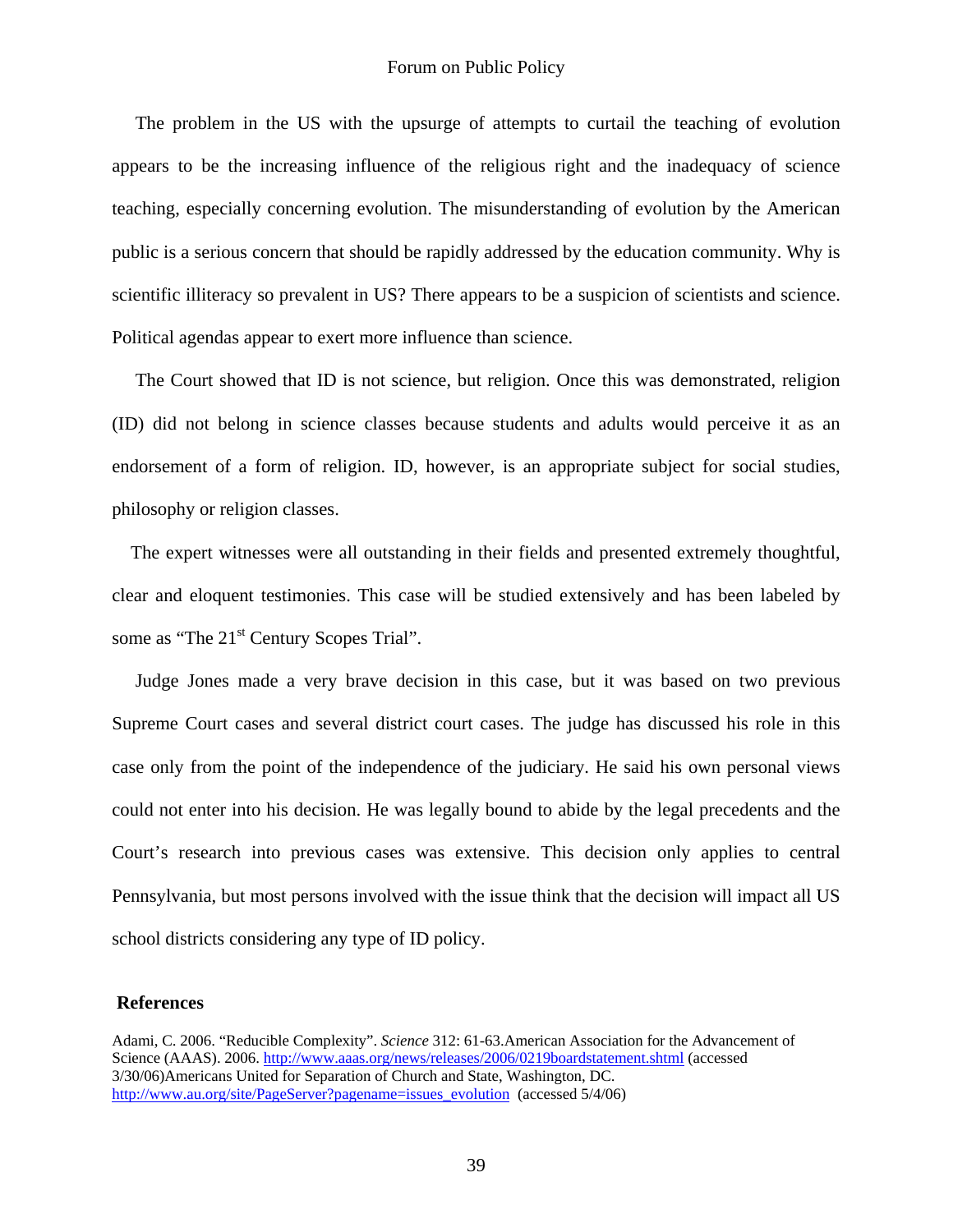The problem in the US with the upsurge of attempts to curtail the teaching of evolution appears to be the increasing influence of the religious right and the inadequacy of science teaching, especially concerning evolution. The misunderstanding of evolution by the American public is a serious concern that should be rapidly addressed by the education community. Why is scientific illiteracy so prevalent in US? There appears to be a suspicion of scientists and science. Political agendas appear to exert more influence than science.

The Court showed that ID is not science, but religion. Once this was demonstrated, religion (ID) did not belong in science classes because students and adults would perceive it as an endorsement of a form of religion. ID, however, is an appropriate subject for social studies, philosophy or religion classes.

The expert witnesses were all outstanding in their fields and presented extremely thoughtful, clear and eloquent testimonies. This case will be studied extensively and has been labeled by some as "The 21st Century Scopes Trial".

Judge Jones made a very brave decision in this case, but it was based on two previous Supreme Court cases and several district court cases. The judge has discussed his role in this case only from the point of the independence of the judiciary. He said his own personal views could not enter into his decision. He was legally bound to abide by the legal precedents and the Court's research into previous cases was extensive. This decision only applies to central Pennsylvania, but most persons involved with the issue think that the decision will impact all US school districts considering any type of ID policy.

## References

Adami, C. 2006. "Reducible Complexity". *Science* 312: 61-63.American Association for the Advancement of Science (AAAS). 2006. http://www.aaas.org/news/releases/2006/0219boardstatement.shtml (accessed 3/30/06)Americans United for Separation of Church and State, Washington, DC. http://www.au.org/site/PageServer?pagename=issues_evolution (accessed 5/4/06)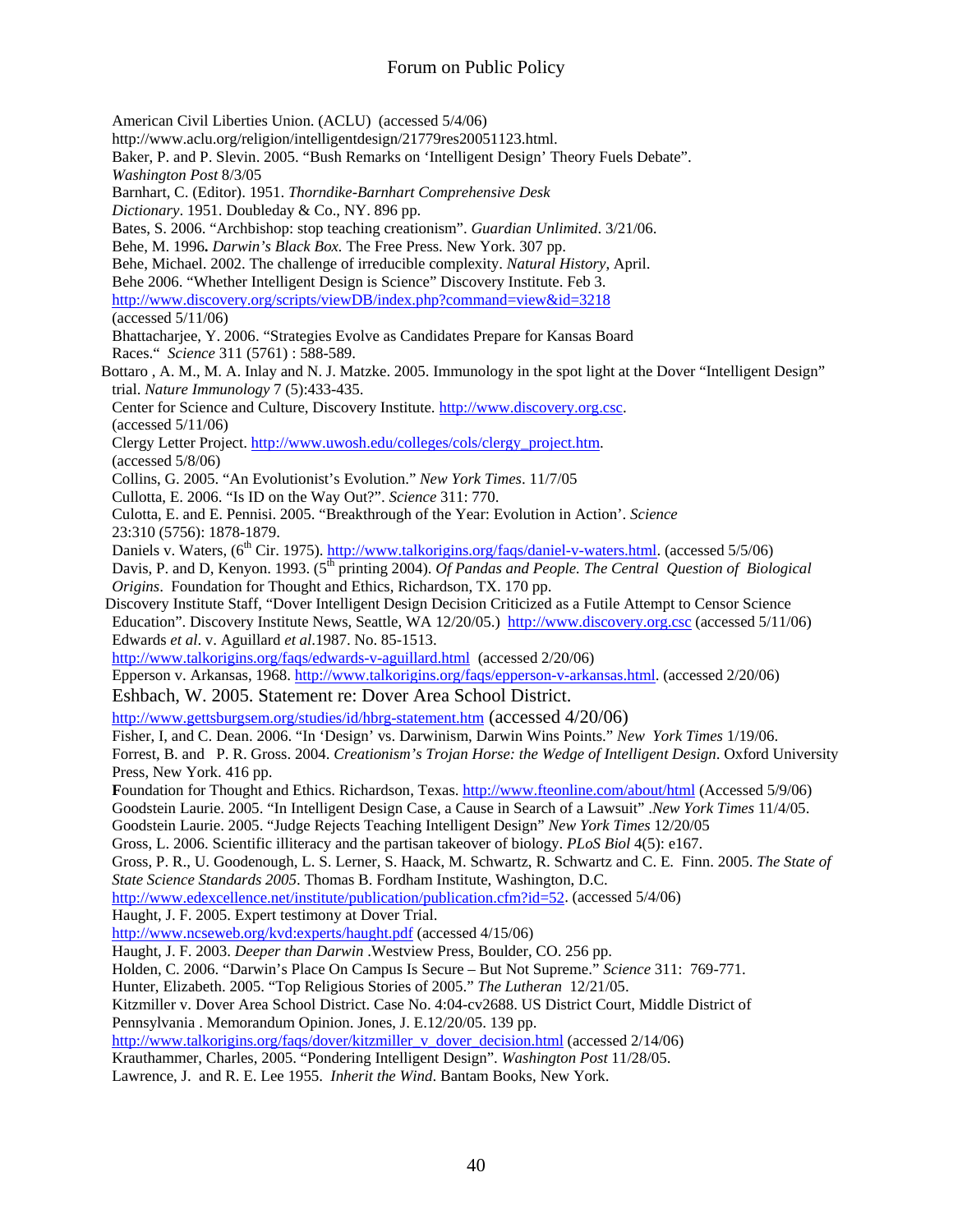American Civil Liberties Union. (ACLU) (accessed 5/4/06) http://www.aclu.org/religion/intelligentdesign/21779res20051123.html.

Baker, P. and P. Slevin. 2005. "Bush Remarks on 'Intelligent Design' Theory Fuels Debate". *Washington Post* 8/3/05

Barnhart, C. (Editor). 1951. *Thorndike-Barnhart Comprehensive Desk Dictionary*. 1951. Doubleday & Co., NY. 896 pp.

Bates, S. 2006. "Archbishop: stop teaching creationism". *Guardian Unlimited*. 3/21/06.

Behe, M. 1996**.** *Darwin's Black Box*. The Free Press. New York. 307 pp.

Behe, Michael. 2002. The challenge of irreducible complexity. *Natural History*, April.

Behe 2006. "Whether Intelligent Design is Science" Discovery Institute. Feb 3. http://www.discovery.org/scripts/viewDB/index.php?command=view&id=3218 (accessed 5/11/06)

Bhattacharjee, Y. 2006. "Strategies Evolve as Candidates Prepare for Kansas Board Races." *Science* 311 (5761) : 588-589.

Bottaro , A. M., M. A. Inlay and N. J. Matzke. 2005. Immunology in the spot light at the Dover "Intelligent Design" trial. *Nature Immunology* 7 (5):433-435.

Center for Science and Culture, Discovery Institute. http://www.discovery.org.csc. (accessed 5/11/06)

Clergy Letter Project. http://www.uwosh.edu/colleges/cols/clergy_project.htm. (accessed 5/8/06)

Collins, G. 2005. "An Evolutionist's Evolution." *New York Times*. 11/7/05

Cullotta, E. 2006. "Is ID on the Way Out?". *Science* 311: 770.

Culotta, E. and E. Pennisi. 2005. "Breakthrough of the Year: Evolution in Action'. *Science* 23:310 (5756): 1878-1879.

Daniels v. Waters, (6th Cir. 1975). http://www.talkorigins.org/faqs/daniel-v-waters.html. (accessed 5/5/06)

Davis, P. and D, Kenyon. 1993. (5th printing 2004). *Of Pandas and People. The Central Question of Biological Origins*. Foundation for Thought and Ethics, Richardson, TX. 170 pp.

Discovery Institute Staff, "Dover Intelligent Design Decision Criticized as a Futile Attempt to Censor Science Education". Discovery Institute News, Seattle, WA 12/20/05.) http://www.discovery.org.csc (accessed 5/11/06)

Edwards *et al*. v. Aguillard *et al*.1987. No. 85-1513. http://www.talkorigins.org/faqs/edwards-v-aguillard.html (accessed 2/20/06)

Epperson v. Arkansas, 1968. http://www.talkorigins.org/faqs/epperson-v-arkansas.html. (accessed 2/20/06)

Eshbach, W. 2005. Statement re: Dover Area School District. http://www.gettsburgsem.org/studies/id/hbrg-statement.htm (accessed 4/20/06)

Fisher, I, and C. Dean. 2006. "In 'Design' vs. Darwinism, Darwin Wins Points." *New York Times* 1/19/06.

Forrest, B. and P. R. Gross. 2004. *Creationism's Trojan Horse: the Wedge of Intelligent Design*. Oxford University Press, New York. 416 pp.

Foundation for Thought and Ethics. Richardson, Texas. http://www.fteonline.com/about/html (Accessed 5/9/06)

Goodstein Laurie. 2005. "In Intelligent Design Case, a Cause in Search of a Lawsuit" .*New York Times* 11/4/05.

Goodstein Laurie. 2005. "Judge Rejects Teaching Intelligent Design" *New York Times* 12/20/05

Gross, L. 2006. Scientific illiteracy and the partisan takeover of biology. *PLoS Biol* 4(5): e167.

Gross, P. R., U. Goodenough, L. S. Lerner, S. Haack, M. Schwartz, R. Schwartz and C. E. Finn. 2005. *The State of State Science Standards 2005*. Thomas B. Fordham Institute, Washington, D.C. http://www.edexcellence.net/institute/publication/publication.cfm?id=52. (accessed 5/4/06)

Haught, J. F. 2005. Expert testimony at Dover Trial. http://www.ncseweb.org/kvd:experts/haught.pdf (accessed 4/15/06)

Haught, J. F. 2003. *Deeper than Darwin* .Westview Press, Boulder, CO. 256 pp.

Holden, C. 2006. "Darwin's Place On Campus Is Secure – But Not Supreme." *Science* 311: 769-771.

Hunter, Elizabeth. 2005. "Top Religious Stories of 2005." *The Lutheran* 12/21/05.

Kitzmiller v. Dover Area School District. Case No. 4:04-cv2688. US District Court, Middle District of Pennsylvania . Memorandum Opinion. Jones, J. E.12/20/05. 139 pp. http://www.talkorigins.org/faqs/dover/kitzmiller_v_dover_decision.html (accessed 2/14/06)

Krauthammer, Charles, 2005. "Pondering Intelligent Design". *Washington Post* 11/28/05.

Lawrence, J. and R. E. Lee 1955. *Inherit the Wind*. Bantam Books, New York.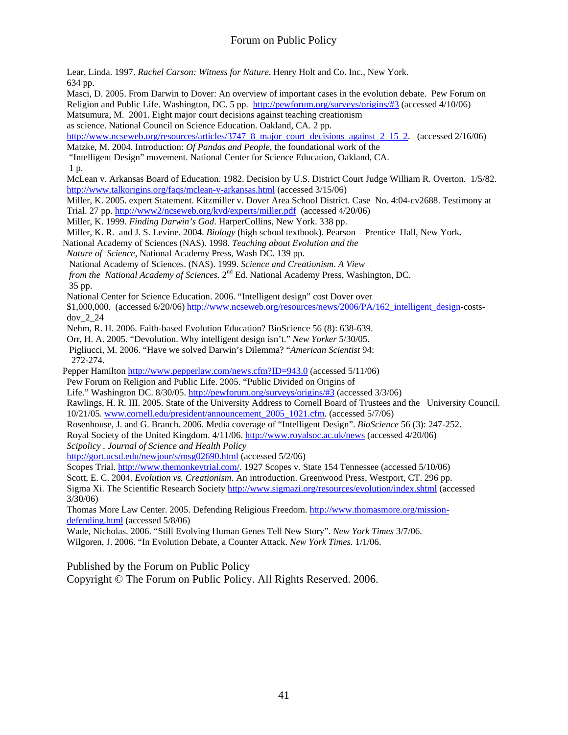Lear, Linda. 1997. *Rachel Carson: Witness for Nature*. Henry Holt and Co. Inc., New York. 634 pp.

Masci, D. 2005. From Darwin to Dover: An overview of important cases in the evolution debate. Pew Forum on Religion and Public Life. Washington, DC. 5 pp. http://pewforum.org/surveys/origins/#3 (accessed 4/10/06)

Matsumura, M. 2001. Eight major court decisions against teaching creationism as science. National Council on Science Education. Oakland, CA. 2 pp. http://www.ncseweb.org/resources/articles/3747_8_major_court_decisions_against_2_15_2. (accessed 2/16/06)

Matzke, M. 2004. Introduction: *Of Pandas and People*, the foundational work of the "Intelligent Design" movement. National Center for Science Education, Oakland, CA. 1 p.

McLean v. Arkansas Board of Education. 1982. Decision by U.S. District Court Judge William R. Overton. 1/5/82. http://www.talkorigins.org/faqs/mclean-v-arkansas.html (accessed 3/15/06)

Miller, K. 2005. expert Statement. Kitzmiller v. Dover Area School District. Case No. 4:04-cv2688. Testimony at Trial. 27 pp. http://www2/ncseweb.org/kvd/experts/miller.pdf (accessed 4/20/06)

Miller, K. 1999. *Finding Darwin's God*. HarperCollins, New York. 338 pp.

Miller, K. R. and J. S. Levine. 2004. *Biology* (high school textbook). Pearson – Prentice Hall, New York.

National Academy of Sciences (NAS). 1998. *Teaching about Evolution and the Nature of Science*, National Academy Press, Wash DC. 139 pp.

National Academy of Sciences. (NAS). 1999. *Science and Creationism*. *A View from the National Academy of Sciences.* 2nd Ed. National Academy Press, Washington, DC. 35 pp.

National Center for Science Education. 2006. "Intelligent design" cost Dover over $1,000,000. (accessed 6/20/06) http://www.ncseweb.org/resources/news/2006/PA/162_intelligent_design-costs-dov_2_24

Nehm, R. H. 2006. Faith-based Evolution Education? BioScience 56 (8): 638-639.

Orr, H. A. 2005. "Devolution. Why intelligent design isn't." *New Yorker* 5/30/05.

Pigliucci, M. 2006. "Have we solved Darwin's Dilemma? "*American Scientist* 94: 272-274.

Pepper Hamilton http://www.pepperlaw.com/news.cfm?ID=943.0 (accessed 5/11/06)

Pew Forum on Religion and Public Life. 2005. "Public Divided on Origins of Life." Washington DC. 8/30/05. http://pewforum.org/surveys/origins/#3 (accessed 3/3/06)

Rawlings, H. R. III. 2005. State of the University Address to Cornell Board of Trustees and the University Council. 10/21/05. www.cornell.edu/president/announcement_2005_1021.cfm. (accessed 5/7/06)

Rosenhouse, J. and G. Branch. 2006. Media coverage of "Intelligent Design". *BioScience* 56 (3): 247-252.

Royal Society of the United Kingdom. 4/11/06. http://www.royalsoc.ac.uk/news (accessed 4/20/06)

*Scipolicy . Journal of Science and Health Policy* http://gort.ucsd.edu/newjour/s/msg02690.html (accessed 5/2/06)

Scopes Trial. http://www.themonkeytrial.com/. 1927 Scopes v. State 154 Tennessee (accessed 5/10/06)

Scott, E. C. 2004. *Evolution vs. Creationism*. An introduction. Greenwood Press, Westport, CT. 296 pp.

Sigma Xi. The Scientific Research Society http://www.sigmazi.org/resources/evolution/index.shtml (accessed 3/30/06)

Thomas More Law Center. 2005. Defending Religious Freedom. http://www.thomasmore.org/mission-defending.html (accessed 5/8/06)

Wade, Nicholas. 2006. "Still Evolving Human Genes Tell New Story". *New York Times* 3/7/06.

Wilgoren, J. 2006. "In Evolution Debate, a Counter Attack. *New York Times.* 1/1/06.

Published by the Forum on Public Policy
Copyright © The Forum on Public Policy. All Rights Reserved. 2006.